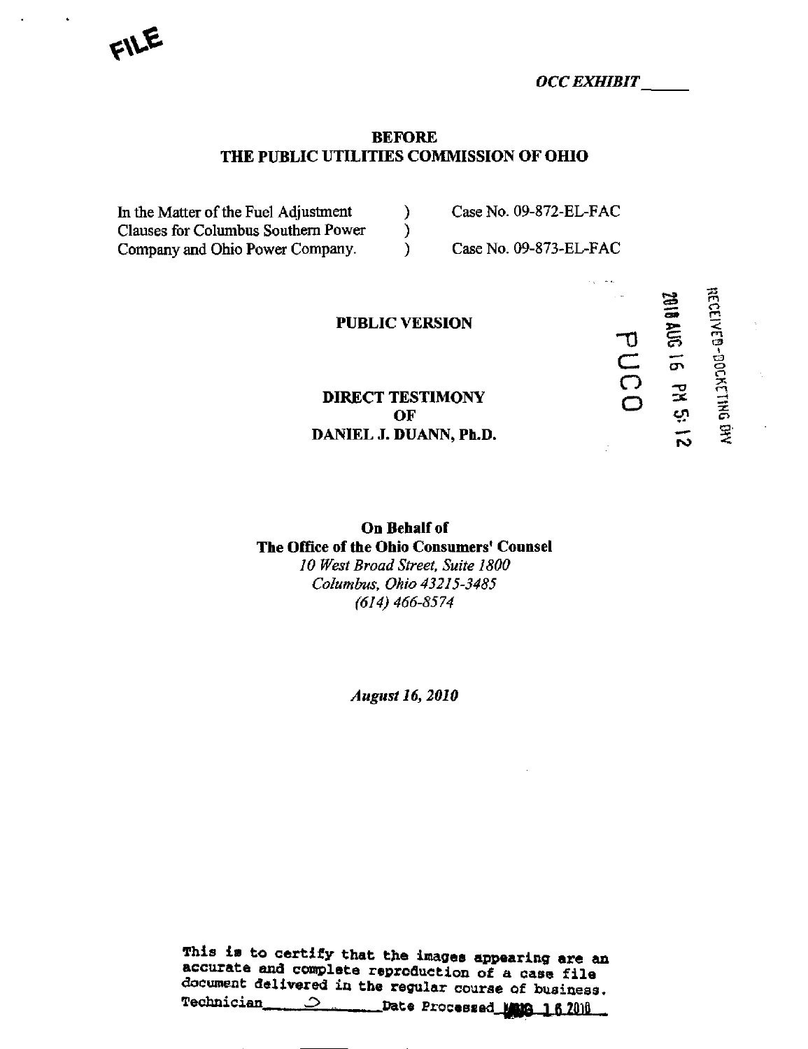FILE

*OCC EXHIBIT_____*

**BEFORE**
**THE PUBLIC UTILITIES COMMISSION OF OHIO**

| | | |
|---|---|---|
| In the Matter of the Fuel Adjustment | ) | Case No. 09-872-EL-FAC |
| Clauses for Columbus Southern Power | ) | |
| Company and Ohio Power Company. | ) | Case No. 09-873-EL-FAC |

RECEIVED-DOCKETING DIV

2010 AUG 16 PM 5:12

PUCO

**PUBLIC VERSION**

**DIRECT TESTIMONY**
**OF**
**DANIEL J. DUANN, Ph.D.**

**On Behalf of**
**The Office of the Ohio Consumers' Counsel**
*10 West Broad Street, Suite 1800*
*Columbus, Ohio 43215-3485*
*(614) 466-8574*

*August 16, 2010*

This is to certify that the images appearing are an accurate and complete reproduction of a case file document delivered in the regular course of business.
Technician ____ Date Processed AUG 16 2010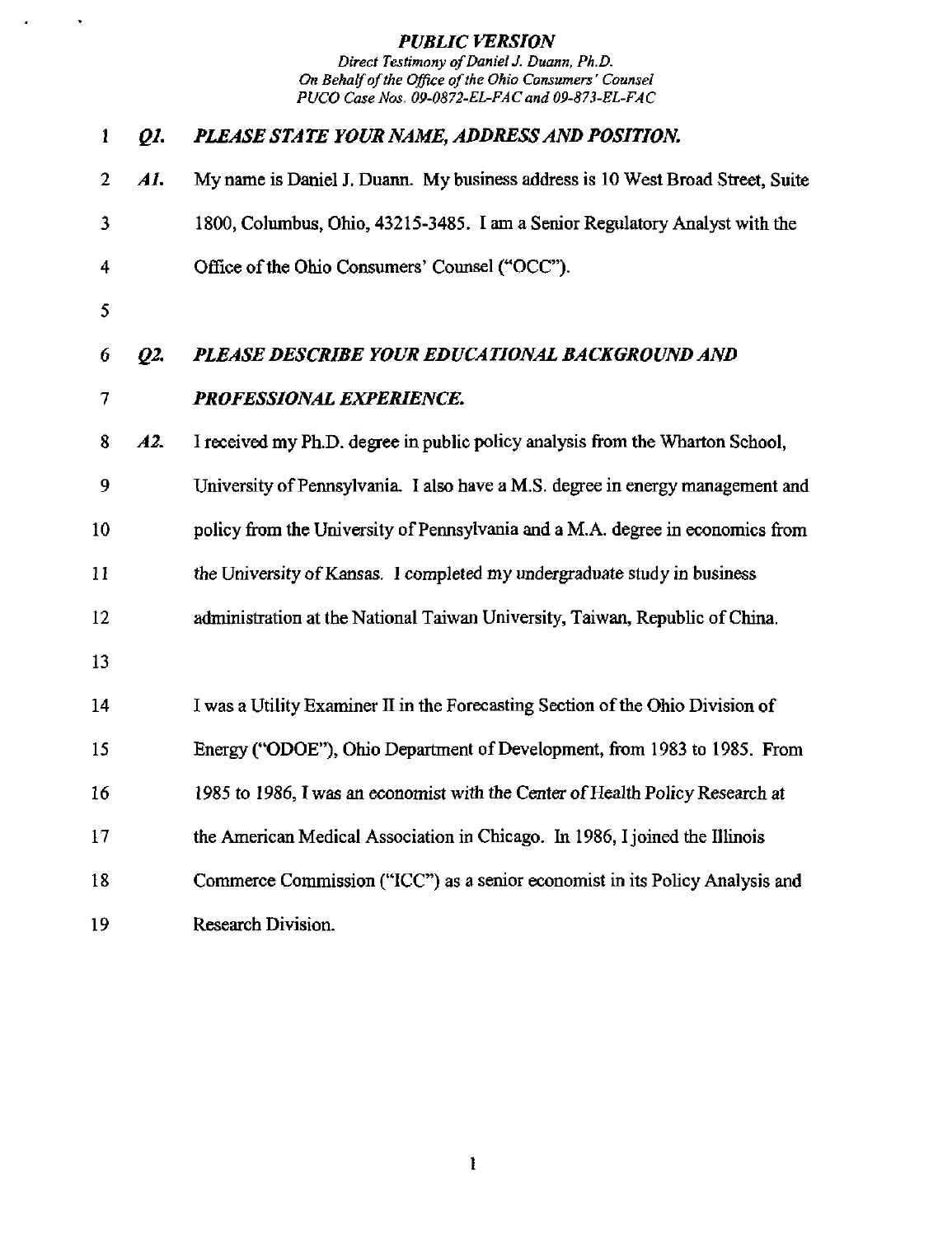***Q1. PLEASE STATE YOUR NAME, ADDRESS AND POSITION.***

***A1.*** My name is Daniel J. Duann. My business address is 10 West Broad Street, Suite 1800, Columbus, Ohio, 43215-3485. I am a Senior Regulatory Analyst with the Office of the Ohio Consumers' Counsel ("OCC").

***Q2. PLEASE DESCRIBE YOUR EDUCATIONAL BACKGROUND AND PROFESSIONAL EXPERIENCE.***

***A2.*** I received my Ph.D. degree in public policy analysis from the Wharton School, University of Pennsylvania. I also have a M.S. degree in energy management and policy from the University of Pennsylvania and a M.A. degree in economics from the University of Kansas. I completed my undergraduate study in business administration at the National Taiwan University, Taiwan, Republic of China.

I was a Utility Examiner II in the Forecasting Section of the Ohio Division of Energy ("ODOE"), Ohio Department of Development, from 1983 to 1985. From 1985 to 1986, I was an economist with the Center of Health Policy Research at the American Medical Association in Chicago. In 1986, I joined the Illinois Commerce Commission ("ICC") as a senior economist in its Policy Analysis and Research Division.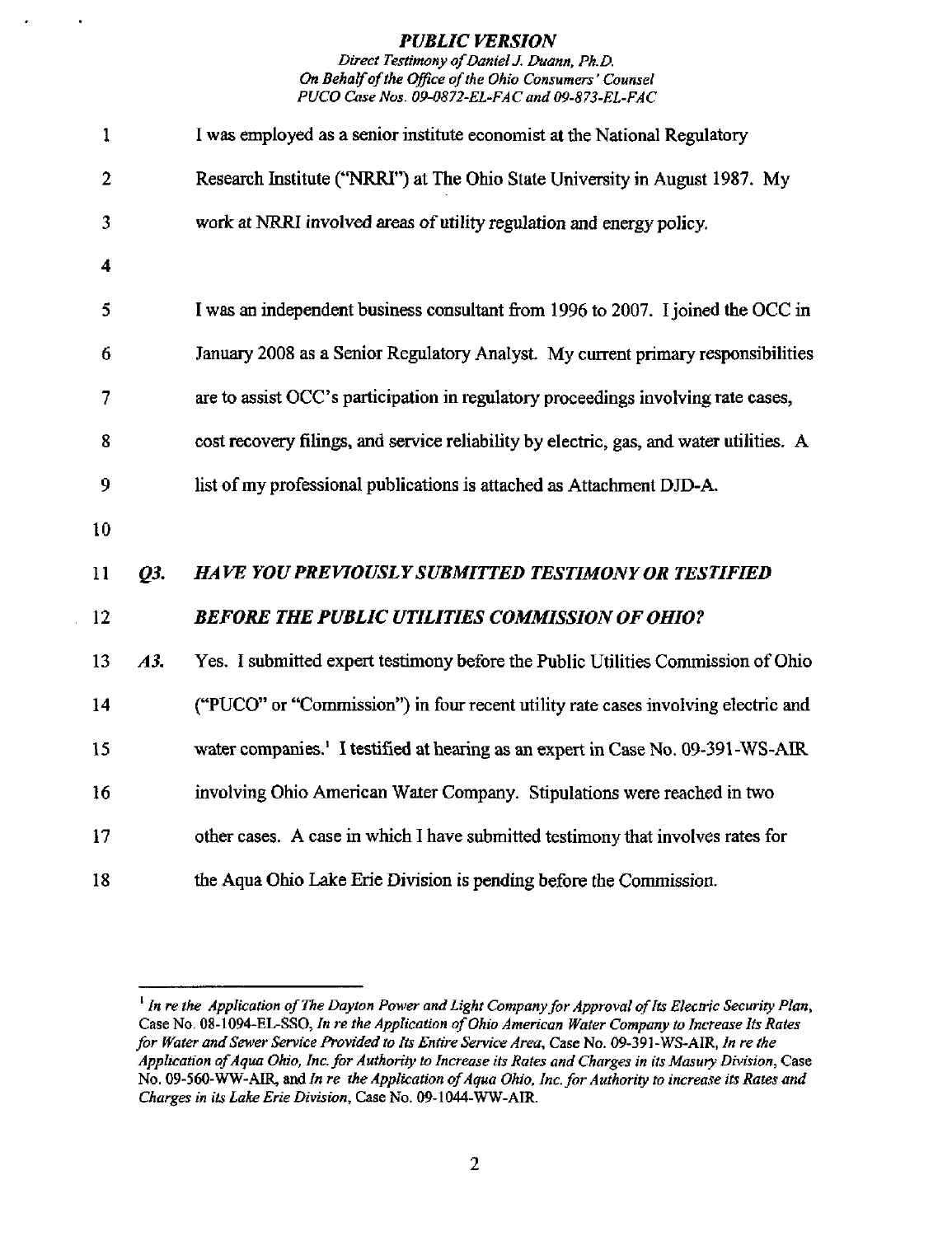I was employed as a senior institute economist at the National Regulatory Research Institute ("NRRI") at The Ohio State University in August 1987. My work at NRRI involved areas of utility regulation and energy policy.

I was an independent business consultant from 1996 to 2007. I joined the OCC in January 2008 as a Senior Regulatory Analyst. My current primary responsibilities are to assist OCC's participation in regulatory proceedings involving rate cases, cost recovery filings, and service reliability by electric, gas, and water utilities. A list of my professional publications is attached as Attachment DJD-A.

***Q3. HAVE YOU PREVIOUSLY SUBMITTED TESTIMONY OR TESTIFIED BEFORE THE PUBLIC UTILITIES COMMISSION OF OHIO?***

***A3.*** Yes. I submitted expert testimony before the Public Utilities Commission of Ohio ("PUCO" or "Commission") in four recent utility rate cases involving electric and water companies.[1] I testified at hearing as an expert in Case No. 09-391-WS-AIR involving Ohio American Water Company. Stipulations were reached in two other cases. A case in which I have submitted testimony that involves rates for the Aqua Ohio Lake Erie Division is pending before the Commission.

---

[1] *In re the Application of The Dayton Power and Light Company for Approval of Its Electric Security Plan*, Case No. 08-1094-EL-SSO, *In re the Application of Ohio American Water Company to Increase Its Rates for Water and Sewer Service Provided to Its Entire Service Area*, Case No. 09-391-WS-AIR, *In re the Application of Aqua Ohio, Inc. for Authority to Increase its Rates and Charges in its Masury Division*, Case No. 09-560-WW-AIR, and *In re the Application of Aqua Ohio, Inc. for Authority to increase its Rates and Charges in its Lake Erie Division*, Case No. 09-1044-WW-AIR.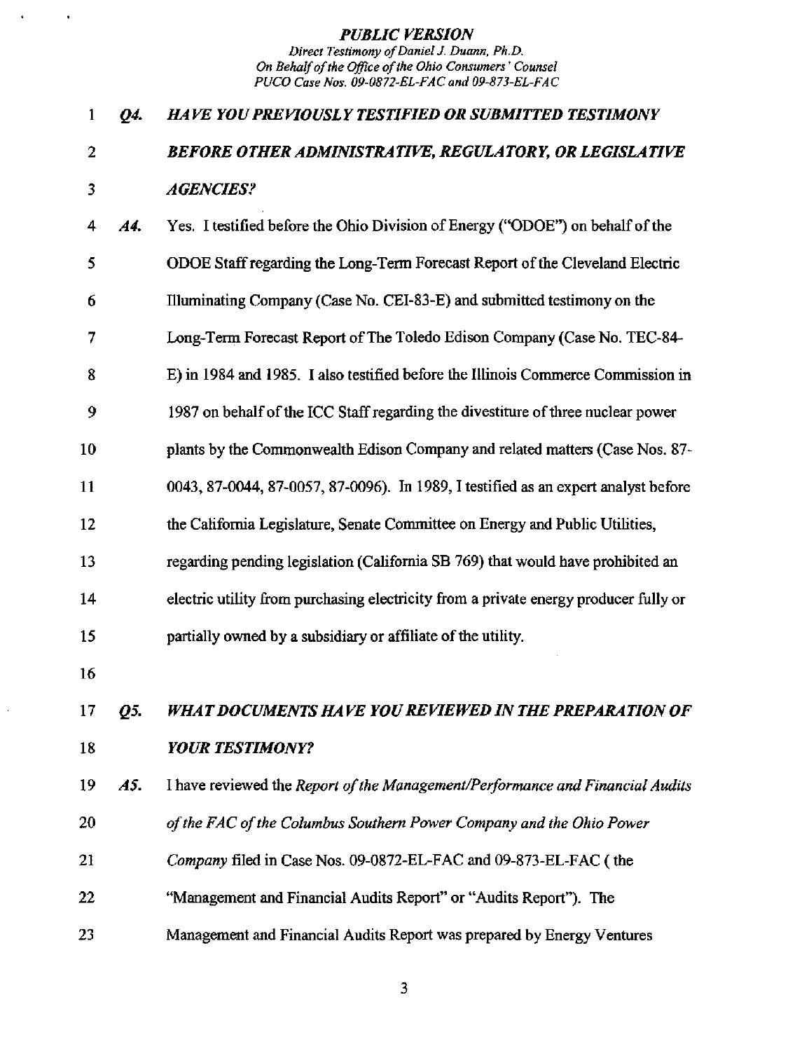***Q4. HAVE YOU PREVIOUSLY TESTIFIED OR SUBMITTED TESTIMONY BEFORE OTHER ADMINISTRATIVE, REGULATORY, OR LEGISLATIVE AGENCIES?***

***A4.*** Yes. I testified before the Ohio Division of Energy ("ODOE") on behalf of the ODOE Staff regarding the Long-Term Forecast Report of the Cleveland Electric Illuminating Company (Case No. CEI-83-E) and submitted testimony on the Long-Term Forecast Report of The Toledo Edison Company (Case No. TEC-84-E) in 1984 and 1985. I also testified before the Illinois Commerce Commission in 1987 on behalf of the ICC Staff regarding the divestiture of three nuclear power plants by the Commonwealth Edison Company and related matters (Case Nos. 87-0043, 87-0044, 87-0057, 87-0096). In 1989, I testified as an expert analyst before the California Legislature, Senate Committee on Energy and Public Utilities, regarding pending legislation (California SB 769) that would have prohibited an electric utility from purchasing electricity from a private energy producer fully or partially owned by a subsidiary or affiliate of the utility.

***Q5. WHAT DOCUMENTS HAVE YOU REVIEWED IN THE PREPARATION OF YOUR TESTIMONY?***

***A5.*** I have reviewed the *Report of the Management/Performance and Financial Audits of the FAC of the Columbus Southern Power Company and the Ohio Power Company* filed in Case Nos. 09-0872-EL-FAC and 09-873-EL-FAC ( the "Management and Financial Audits Report" or "Audits Report"). The Management and Financial Audits Report was prepared by Energy Ventures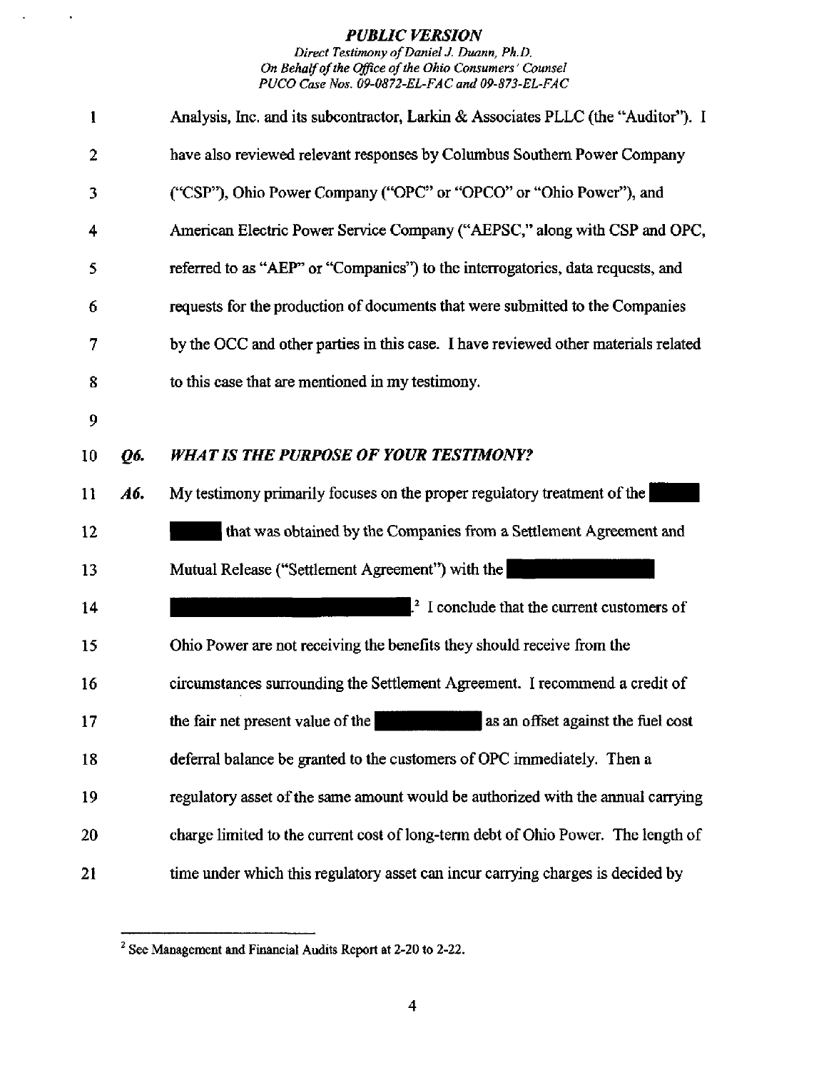Analysis, Inc. and its subcontractor, Larkin & Associates PLLC (the "Auditor"). I have also reviewed relevant responses by Columbus Southern Power Company ("CSP"), Ohio Power Company ("OPC" or "OPCO" or "Ohio Power"), and American Electric Power Service Company ("AEPSC," along with CSP and OPC, referred to as "AEP" or "Companies") to the interrogatories, data requests, and requests for the production of documents that were submitted to the Companies by the OCC and other parties in this case. I have reviewed other materials related to this case that are mentioned in my testimony.

***Q6. WHAT IS THE PURPOSE OF YOUR TESTIMONY?***

***A6.*** My testimony primarily focuses on the proper regulatory treatment of the ██████ ██████ that was obtained by the Companies from a Settlement Agreement and Mutual Release ("Settlement Agreement") with the ████████████ ████████████████.[2] I conclude that the current customers of Ohio Power are not receiving the benefits they should receive from the circumstances surrounding the Settlement Agreement. I recommend a credit of the fair net present value of the ████████ as an offset against the fuel cost deferral balance be granted to the customers of OPC immediately. Then a regulatory asset of the same amount would be authorized with the annual carrying charge limited to the current cost of long-term debt of Ohio Power. The length of time under which this regulatory asset can incur carrying charges is decided by

[2] See Management and Financial Audits Report at 2-20 to 2-22.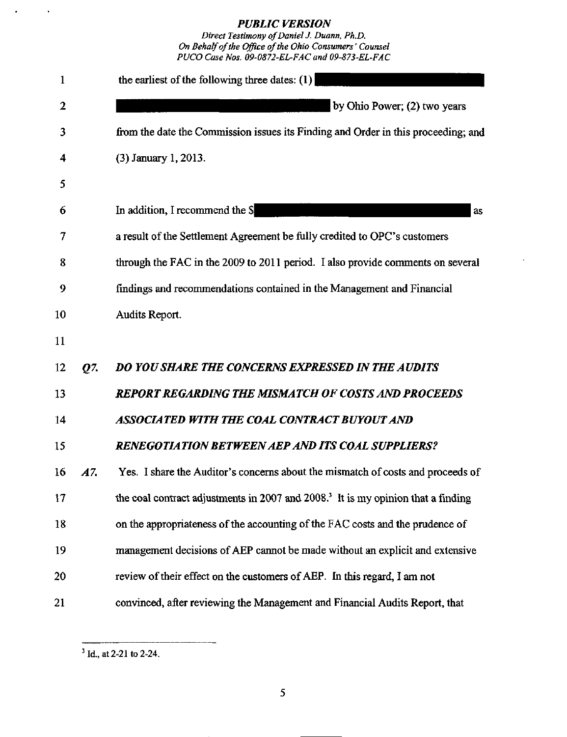the earliest of the following three dates: (1) [REDACTED] by Ohio Power; (2) two years from the date the Commission issues its Finding and Order in this proceeding; and (3) January 1, 2013.

In addition, I recommend the $[REDACTED] as a result of the Settlement Agreement be fully credited to OPC's customers through the FAC in the 2009 to 2011 period. I also provide comments on several findings and recommendations contained in the Management and Financial Audits Report.

***Q7. DO YOU SHARE THE CONCERNS EXPRESSED IN THE AUDITS REPORT REGARDING THE MISMATCH OF COSTS AND PROCEEDS ASSOCIATED WITH THE COAL CONTRACT BUYOUT AND RENEGOTIATION BETWEEN AEP AND ITS COAL SUPPLIERS?***

***A7.*** Yes. I share the Auditor's concerns about the mismatch of costs and proceeds of the coal contract adjustments in 2007 and 2008.[3] It is my opinion that a finding on the appropriateness of the accounting of the FAC costs and the prudence of management decisions of AEP cannot be made without an explicit and extensive review of their effect on the customers of AEP. In this regard, I am not convinced, after reviewing the Management and Financial Audits Report, that

---

[3] Id., at 2-21 to 2-24.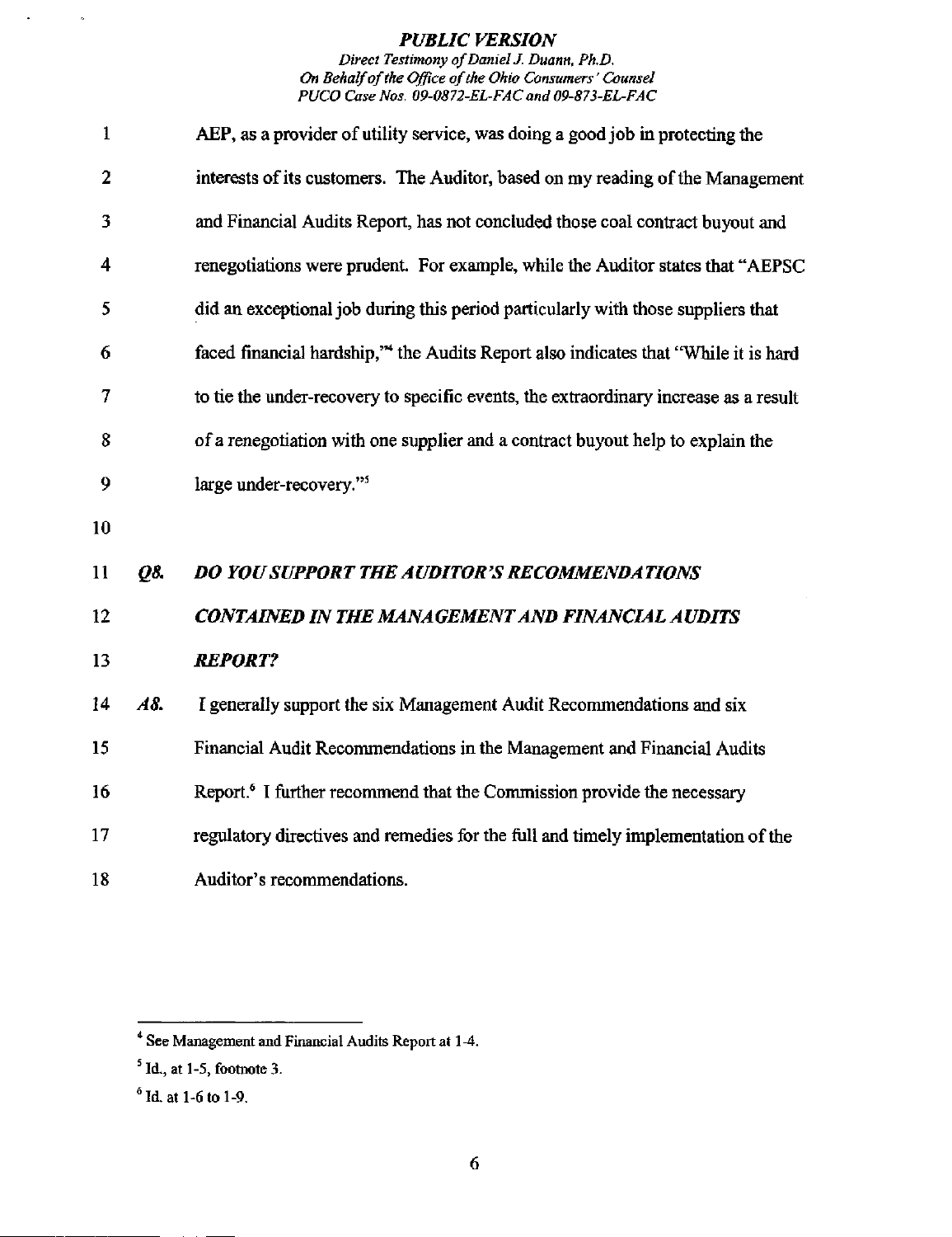AEP, as a provider of utility service, was doing a good job in protecting the interests of its customers. The Auditor, based on my reading of the Management and Financial Audits Report, has not concluded those coal contract buyout and renegotiations were prudent. For example, while the Auditor states that "AEPSC did an exceptional job during this period particularly with those suppliers that faced financial hardship,"[4] the Audits Report also indicates that "While it is hard to tie the under-recovery to specific events, the extraordinary increase as a result of a renegotiation with one supplier and a contract buyout help to explain the large under-recovery."[5]

***Q8. DO YOU SUPPORT THE AUDITOR'S RECOMMENDATIONS CONTAINED IN THE MANAGEMENT AND FINANCIAL AUDITS REPORT?***

***A8.*** I generally support the six Management Audit Recommendations and six Financial Audit Recommendations in the Management and Financial Audits Report.[6] I further recommend that the Commission provide the necessary regulatory directives and remedies for the full and timely implementation of the Auditor's recommendations.

---

[4] See Management and Financial Audits Report at 1-4.

[5] Id., at 1-5, footnote 3.

[6] Id. at 1-6 to 1-9.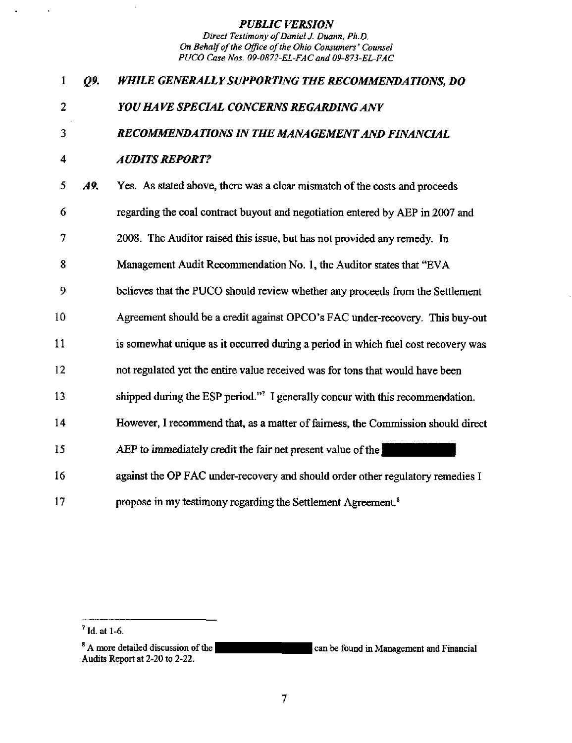*Q9.* ***WHILE GENERALLY SUPPORTING THE RECOMMENDATIONS, DO YOU HAVE SPECIAL CONCERNS REGARDING ANY RECOMMENDATIONS IN THE MANAGEMENT AND FINANCIAL AUDITS REPORT?***

*A9.* Yes. As stated above, there was a clear mismatch of the costs and proceeds regarding the coal contract buyout and negotiation entered by AEP in 2007 and 2008. The Auditor raised this issue, but has not provided any remedy. In Management Audit Recommendation No. 1, the Auditor states that "EVA believes that the PUCO should review whether any proceeds from the Settlement Agreement should be a credit against OPCO's FAC under-recovery. This buy-out is somewhat unique as it occurred during a period in which fuel cost recovery was not regulated yet the entire value received was for tons that would have been shipped during the ESP period."[7] I generally concur with this recommendation. However, I recommend that, as a matter of fairness, the Commission should direct AEP to immediately credit the fair net present value of the [REDACTED] against the OP FAC under-recovery and should order other regulatory remedies I propose in my testimony regarding the Settlement Agreement.[8]

---

[7] Id. at 1-6.

[8] A more detailed discussion of the [REDACTED] can be found in Management and Financial Audits Report at 2-20 to 2-22.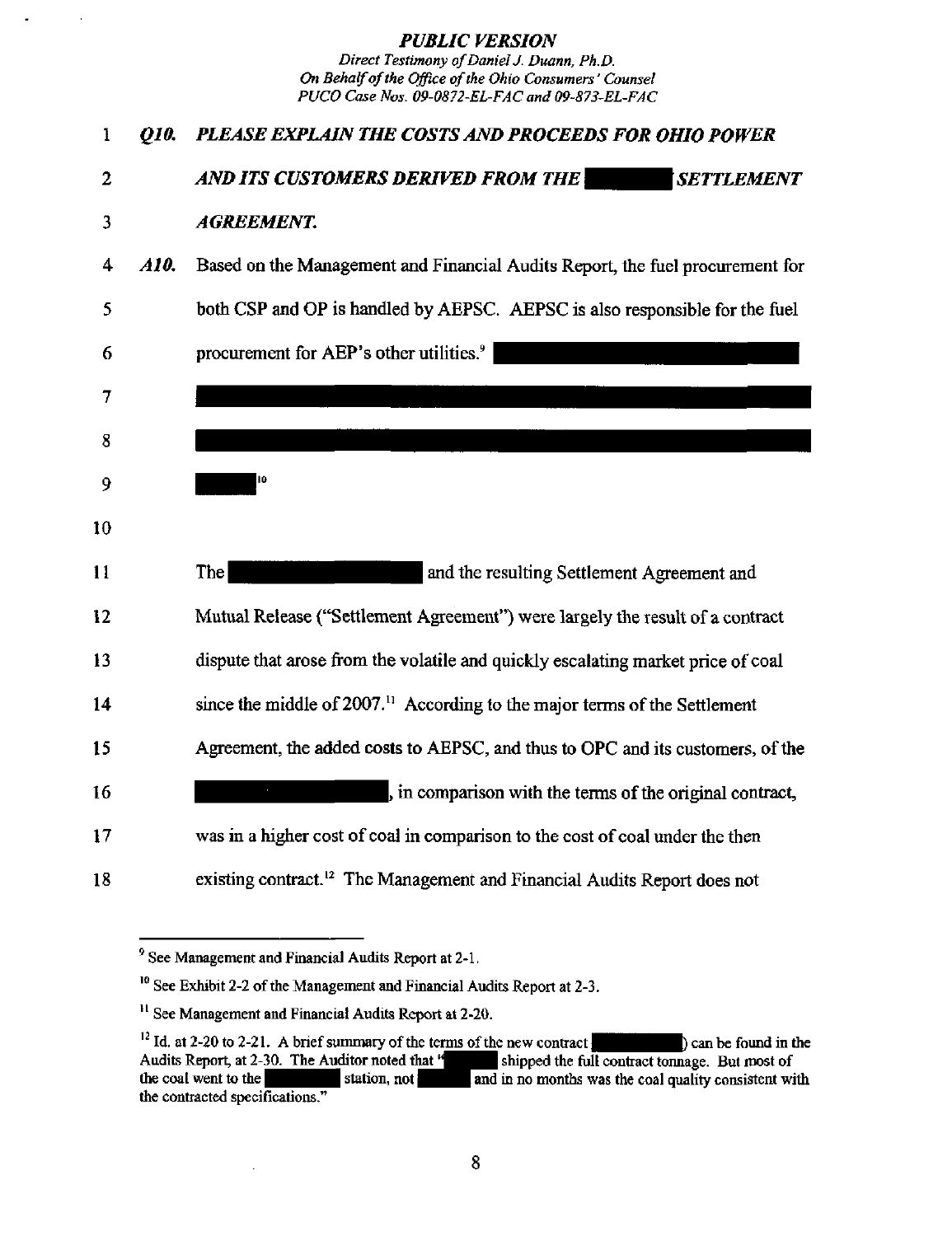***Q10. PLEASE EXPLAIN THE COSTS AND PROCEEDS FOR OHIO POWER AND ITS CUSTOMERS DERIVED FROM THE ████ SETTLEMENT AGREEMENT.***

***A10.*** Based on the Management and Financial Audits Report, the fuel procurement for both CSP and OP is handled by AEPSC. AEPSC is also responsible for the fuel procurement for AEP's other utilities.[9] ████████████████████████████████████████████████████████████[10]

The ████████████ and the resulting Settlement Agreement and Mutual Release ("Settlement Agreement") were largely the result of a contract dispute that arose from the volatile and quickly escalating market price of coal since the middle of 2007.[11] According to the major terms of the Settlement Agreement, the added costs to AEPSC, and thus to OPC and its customers, of the ████████████, in comparison with the terms of the original contract, was in a higher cost of coal in comparison to the cost of coal under the then existing contract.[12] The Management and Financial Audits Report does not

---

[9] See Management and Financial Audits Report at 2-1.

[10] See Exhibit 2-2 of the Management and Financial Audits Report at 2-3.

[11] See Management and Financial Audits Report at 2-20.

[12] Id. at 2-20 to 2-21. A brief summary of the terms of the new contract ████) can be found in the Audits Report, at 2-30. The Auditor noted that "████ shipped the full contract tonnage. But most of the coal went to the ████ station, not ████ and in no months was the coal quality consistent with the contracted specifications."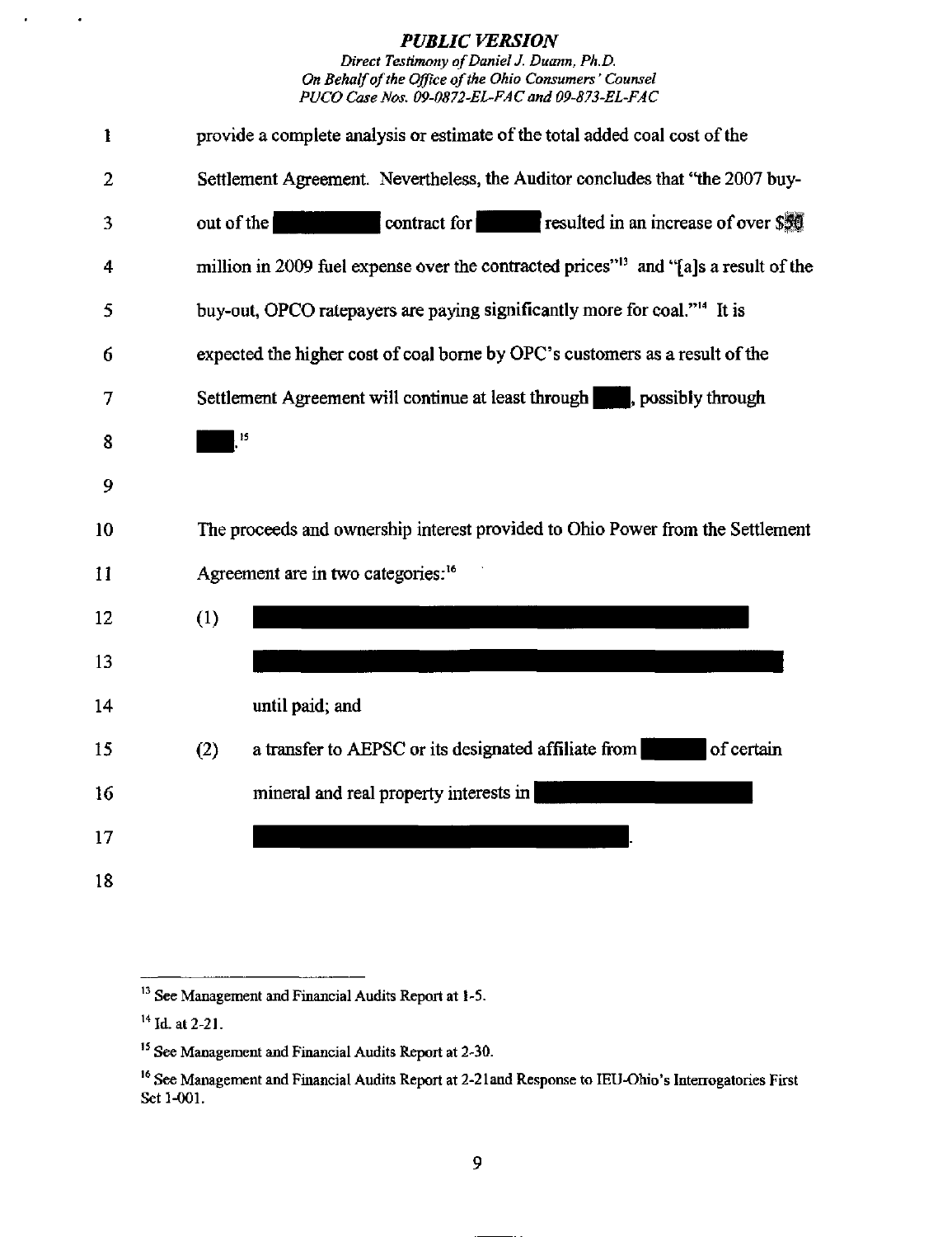provide a complete analysis or estimate of the total added coal cost of the Settlement Agreement. Nevertheless, the Auditor concludes that "the 2007 buy-out of the ██████ contract for ██████ resulted in an increase of over $██ million in 2009 fuel expense over the contracted prices"[13] and "[a]s a result of the buy-out, OPCO ratepayers are paying significantly more for coal."[14] It is expected the higher cost of coal borne by OPC's customers as a result of the Settlement Agreement will continue at least through ████, possibly through ████.[15]

The proceeds and ownership interest provided to Ohio Power from the Settlement Agreement are in two categories:[16]

(1) ██████████████████████████████████████████ until paid; and

(2) a transfer to AEPSC or its designated affiliate from ██████ of certain mineral and real property interests in ██████████████████████████.

---

[13] See Management and Financial Audits Report at 1-5.

[14] Id. at 2-21.

[15] See Management and Financial Audits Report at 2-30.

[16] See Management and Financial Audits Report at 2-21and Response to IEU-Ohio's Interrogatories First Set 1-001.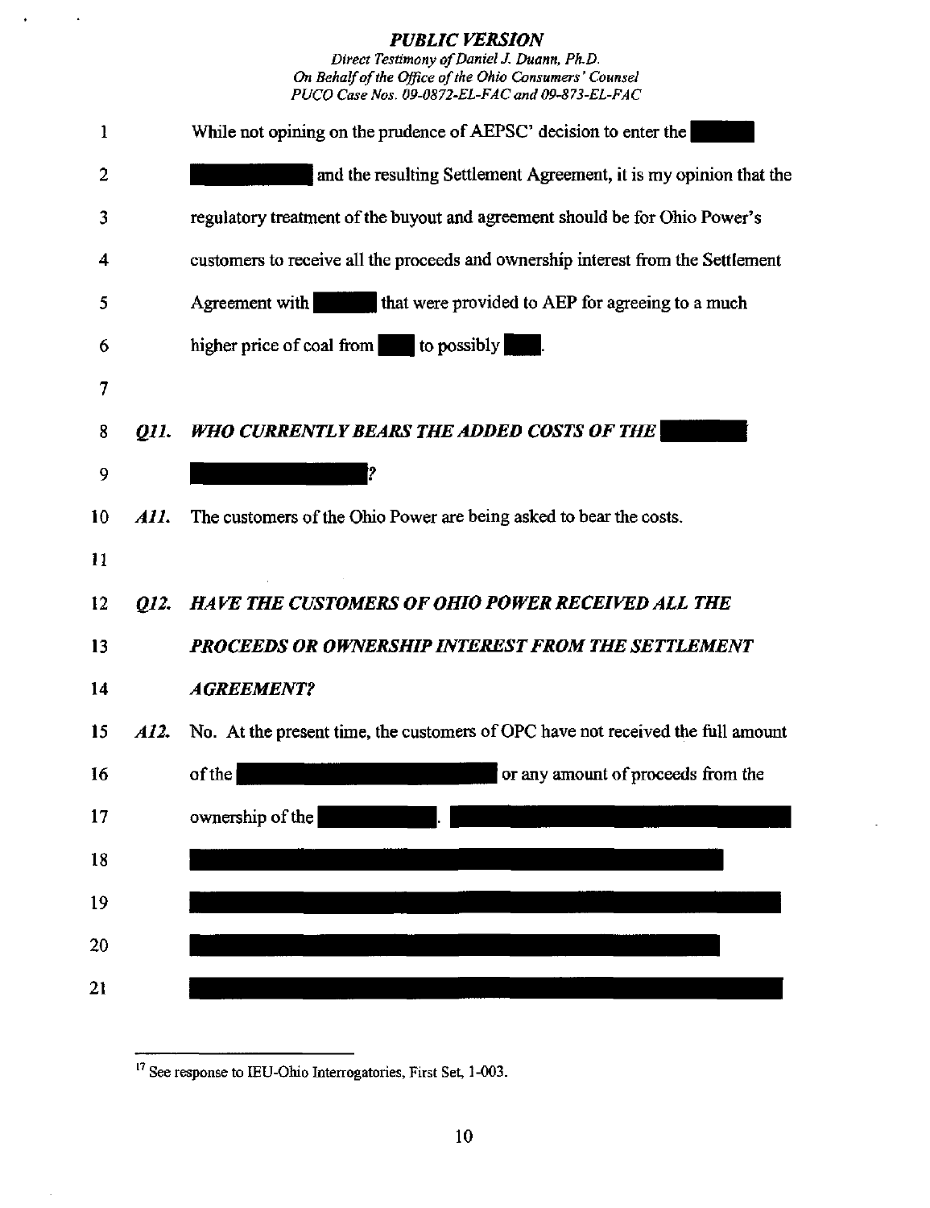While not opining on the prudence of AEPSC' decision to enter the ████ ██████ and the resulting Settlement Agreement, it is my opinion that the regulatory treatment of the buyout and agreement should be for Ohio Power's customers to receive all the proceeds and ownership interest from the Settlement Agreement with ████ that were provided to AEP for agreeing to a much higher price of coal from ███ to possibly ███.

***Q11. WHO CURRENTLY BEARS THE ADDED COSTS OF THE ██████ ████████?***

***A11.*** The customers of the Ohio Power are being asked to bear the costs.

***Q12. HAVE THE CUSTOMERS OF OHIO POWER RECEIVED ALL THE PROCEEDS OR OWNERSHIP INTEREST FROM THE SETTLEMENT AGREEMENT?***

***A12.*** No. At the present time, the customers of OPC have not received the full amount of the ████████████████ or any amount of proceeds from the ownership of the ███████. ████████████████████████████████████████████████████████████████████████████████████████████████████████████████████████████████████████████████████

---

[17] See response to IEU-Ohio Interrogatories, First Set, 1-003.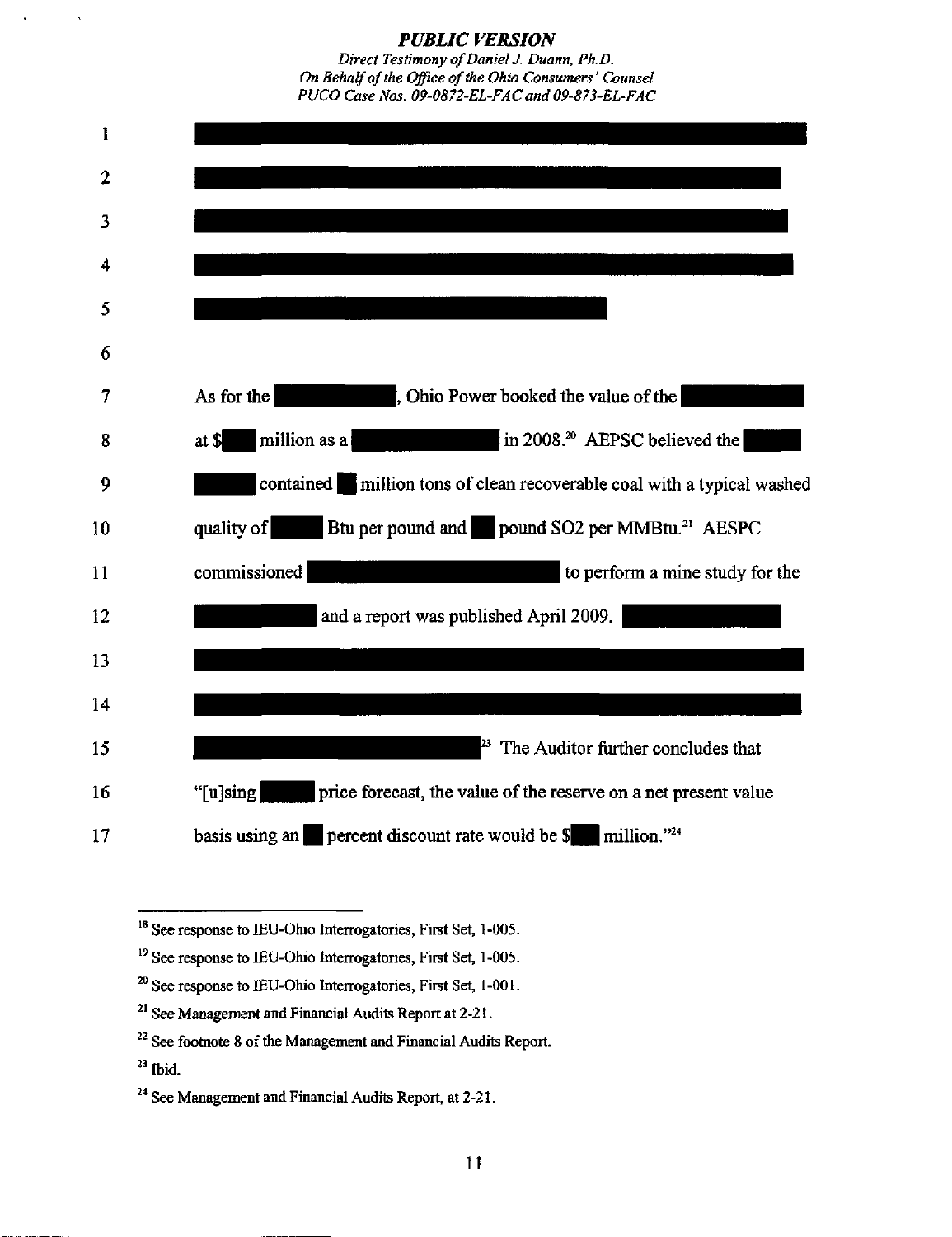As for the , Ohio Power booked the value of the at $ million as a in 2008.[20] AEPSC believed the contained million tons of clean recoverable coal with a typical washed quality of Btu per pound and pound SO2 per MMBtu.[21] AESPC commissioned to perform a mine study for the and a report was published April 2009. [23] The Auditor further concludes that "[u]sing price forecast, the value of the reserve on a net present value basis using an percent discount rate would be $ million."[24]

---

[18] See response to IEU-Ohio Interrogatories, First Set, 1-005.

[19] See response to IEU-Ohio Interrogatories, First Set, 1-005.

[20] See response to IEU-Ohio Interrogatories, First Set, 1-001.

[21] See Management and Financial Audits Report at 2-21.

[22] See footnote 8 of the Management and Financial Audits Report.

[23] Ibid.

[24] See Management and Financial Audits Report, at 2-21.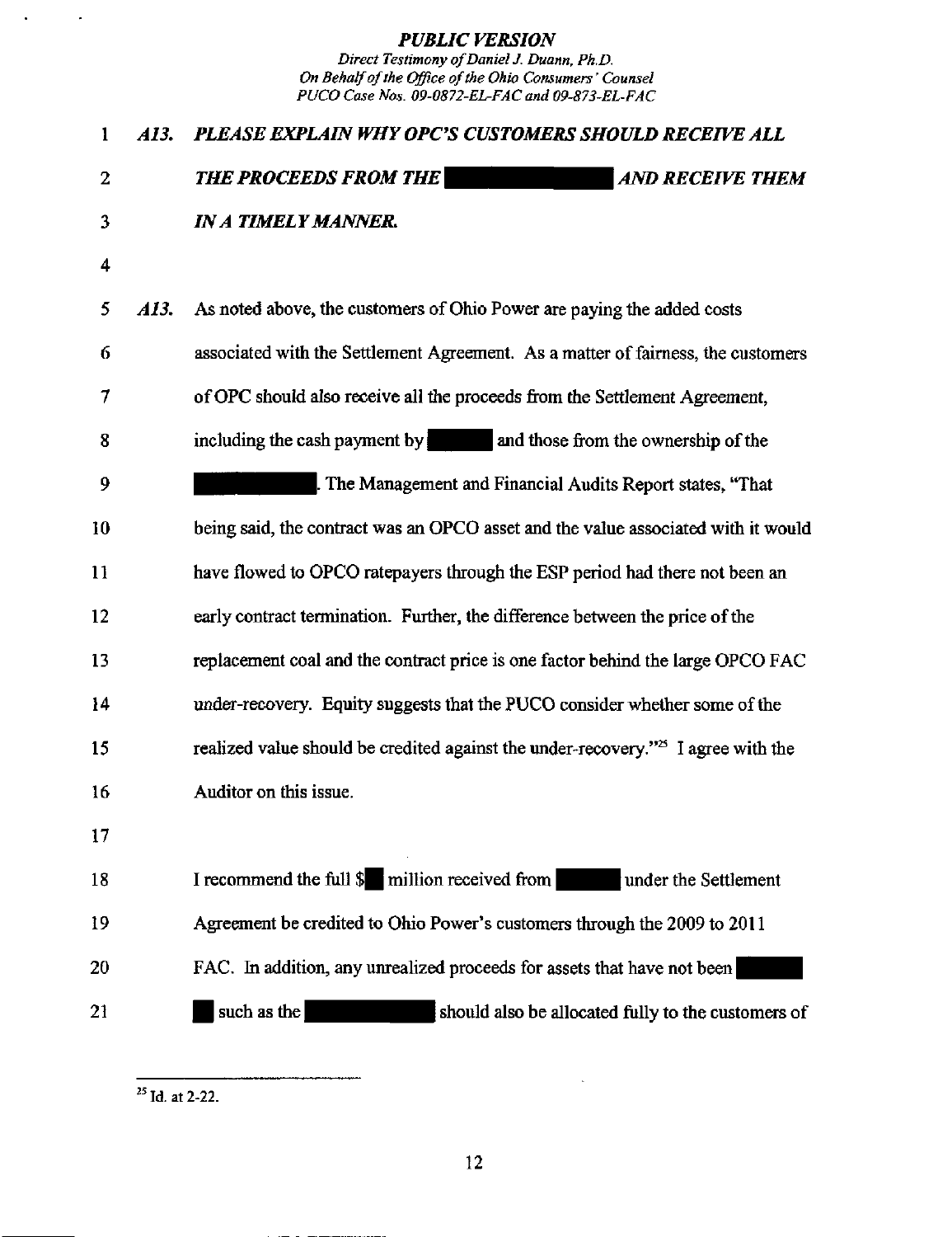*A13. PLEASE EXPLAIN WHY OPC'S CUSTOMERS SHOULD RECEIVE ALL THE PROCEEDS FROM THE ████████ AND RECEIVE THEM IN A TIMELY MANNER.*

*A13.* As noted above, the customers of Ohio Power are paying the added costs associated with the Settlement Agreement. As a matter of fairness, the customers of OPC should also receive all the proceeds from the Settlement Agreement, including the cash payment by ████ and those from the ownership of the ████████. The Management and Financial Audits Report states, "That being said, the contract was an OPCO asset and the value associated with it would have flowed to OPCO ratepayers through the ESP period had there not been an early contract termination. Further, the difference between the price of the replacement coal and the contract price is one factor behind the large OPCO FAC under-recovery. Equity suggests that the PUCO consider whether some of the realized value should be credited against the under-recovery."[25] I agree with the Auditor on this issue.

I recommend the full $█ million received from ████ under the Settlement Agreement be credited to Ohio Power's customers through the 2009 to 2011 FAC. In addition, any unrealized proceeds for assets that have not been ████ █ such as the ████████ should also be allocated fully to the customers of

---

[25] Id. at 2-22.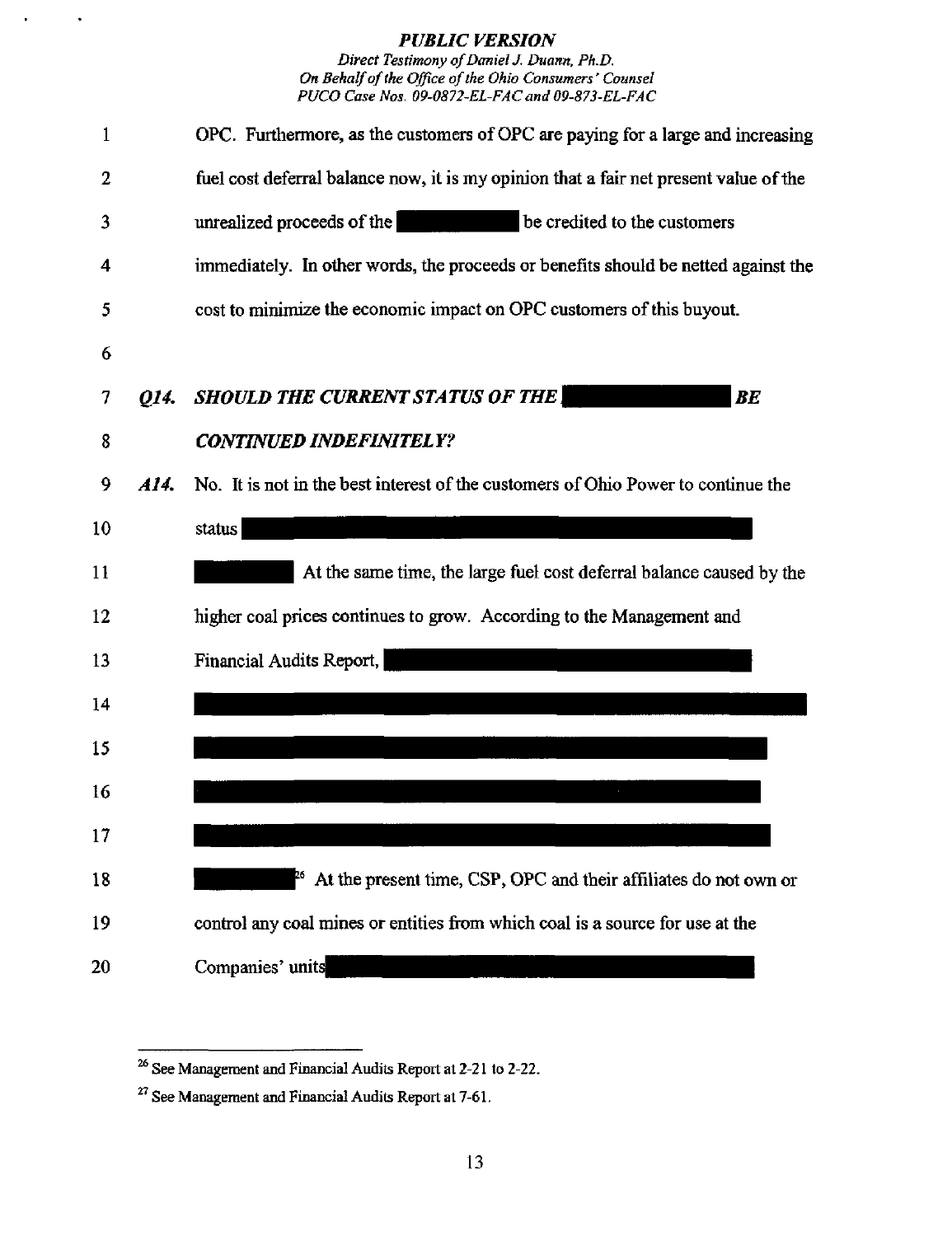OPC. Furthermore, as the customers of OPC are paying for a large and increasing fuel cost deferral balance now, it is my opinion that a fair net present value of the unrealized proceeds of the [REDACTED] be credited to the customers immediately. In other words, the proceeds or benefits should be netted against the cost to minimize the economic impact on OPC customers of this buyout.

***Q14. SHOULD THE CURRENT STATUS OF THE [REDACTED] BE CONTINUED INDEFINITELY?***

***A14.*** No. It is not in the best interest of the customers of Ohio Power to continue the status [REDACTED] [REDACTED] At the same time, the large fuel cost deferral balance caused by the higher coal prices continues to grow. According to the Management and Financial Audits Report, [REDACTED] [REDACTED][26] At the present time, CSP, OPC and their affiliates do not own or control any coal mines or entities from which coal is a source for use at the Companies' units [REDACTED]

---

[26] See Management and Financial Audits Report at 2-21 to 2-22.

[27] See Management and Financial Audits Report at 7-61.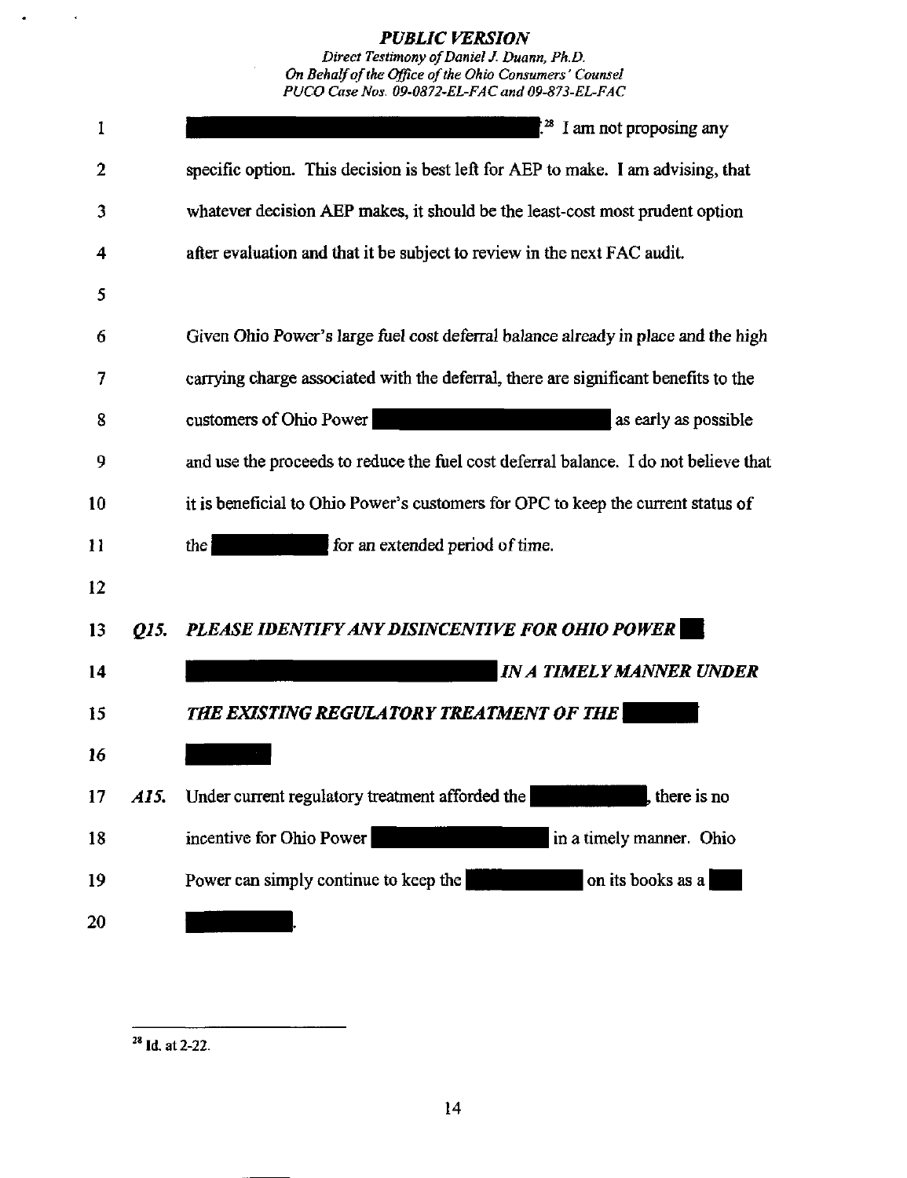[28] I am not proposing any specific option. This decision is best left for AEP to make. I am advising, that whatever decision AEP makes, it should be the least-cost most prudent option after evaluation and that it be subject to review in the next FAC audit.

Given Ohio Power's large fuel cost deferral balance already in place and the high carrying charge associated with the deferral, there are significant benefits to the customers of Ohio Power as early as possible and use the proceeds to reduce the fuel cost deferral balance. I do not believe that it is beneficial to Ohio Power's customers for OPC to keep the current status of the for an extended period of time.

***Q15. PLEASE IDENTIFY ANY DISINCENTIVE FOR OHIO POWER IN A TIMELY MANNER UNDER THE EXISTING REGULATORY TREATMENT OF THE***

***A15.*** Under current regulatory treatment afforded the , there is no incentive for Ohio Power in a timely manner. Ohio Power can simply continue to keep the on its books as a .

---

[28] Id. at 2-22.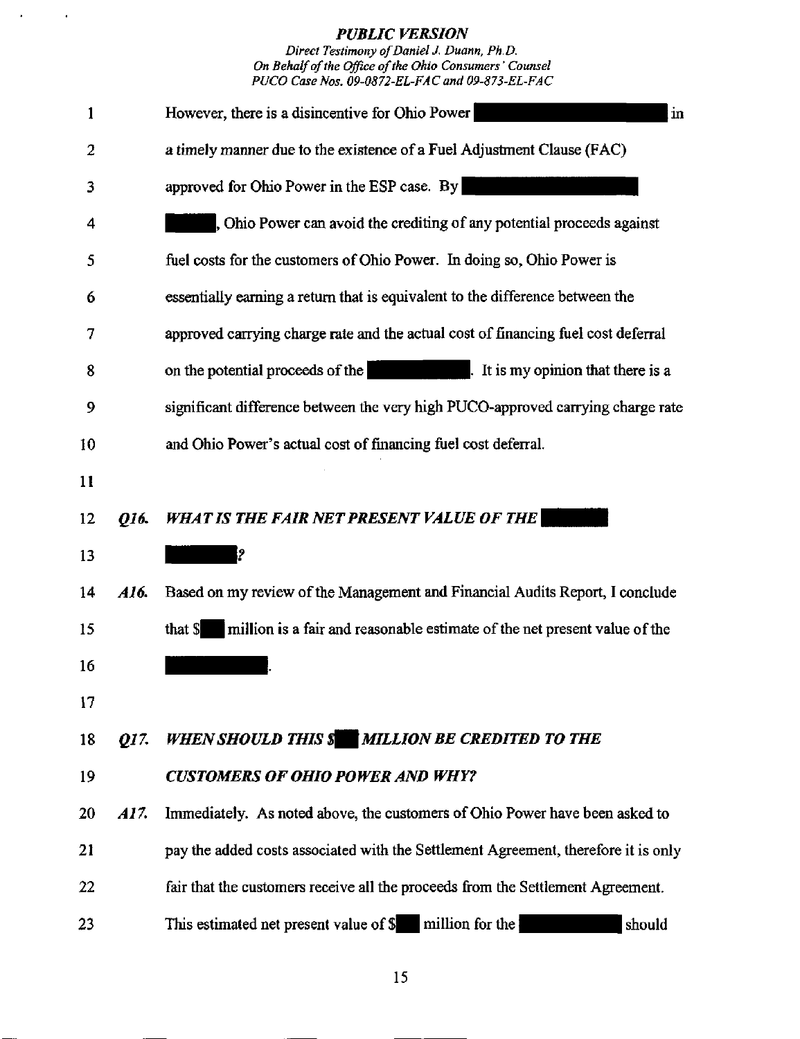However, there is a disincentive for Ohio Power ██████████ in a timely manner due to the existence of a Fuel Adjustment Clause (FAC) approved for Ohio Power in the ESP case. By ██████████ ██████, Ohio Power can avoid the crediting of any potential proceeds against fuel costs for the customers of Ohio Power. In doing so, Ohio Power is essentially earning a return that is equivalent to the difference between the approved carrying charge rate and the actual cost of financing fuel cost deferral on the potential proceeds of the ██████████. It is my opinion that there is a significant difference between the very high PUCO-approved carrying charge rate and Ohio Power's actual cost of financing fuel cost deferral.

***Q16. WHAT IS THE FAIR NET PRESENT VALUE OF THE ██████ ██████?***

***A16.*** Based on my review of the Management and Financial Audits Report, I conclude that $██ million is a fair and reasonable estimate of the net present value of the ██████████.

***Q17. WHEN SHOULD THIS $██ MILLION BE CREDITED TO THE CUSTOMERS OF OHIO POWER AND WHY?***

***A17.*** Immediately. As noted above, the customers of Ohio Power have been asked to pay the added costs associated with the Settlement Agreement, therefore it is only fair that the customers receive all the proceeds from the Settlement Agreement. This estimated net present value of $██ million for the ██████████ should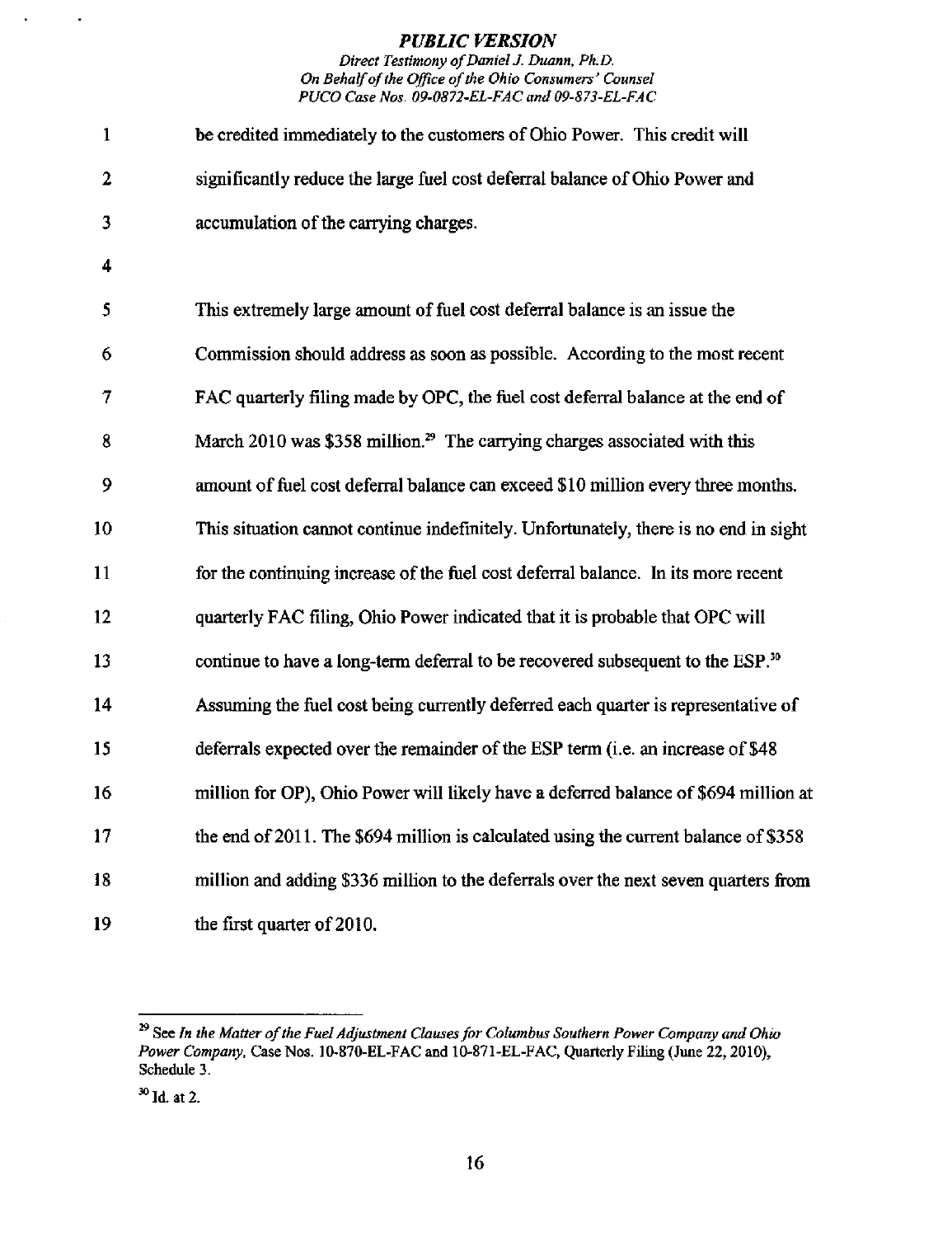be credited immediately to the customers of Ohio Power. This credit will significantly reduce the large fuel cost deferral balance of Ohio Power and accumulation of the carrying charges.

This extremely large amount of fuel cost deferral balance is an issue the Commission should address as soon as possible. According to the most recent FAC quarterly filing made by OPC, the fuel cost deferral balance at the end of March 2010 was $358 million.[29] The carrying charges associated with this amount of fuel cost deferral balance can exceed $10 million every three months. This situation cannot continue indefinitely. Unfortunately, there is no end in sight for the continuing increase of the fuel cost deferral balance. In its more recent quarterly FAC filing, Ohio Power indicated that it is probable that OPC will continue to have a long-term deferral to be recovered subsequent to the ESP.[30] Assuming the fuel cost being currently deferred each quarter is representative of deferrals expected over the remainder of the ESP term (i.e. an increase of $48 million for OP), Ohio Power will likely have a deferred balance of $694 million at the end of 2011. The $694 million is calculated using the current balance of $358 million and adding $336 million to the deferrals over the next seven quarters from the first quarter of 2010.

---

[29] See *In the Matter of the Fuel Adjustment Clauses for Columbus Southern Power Company and Ohio Power Company*, Case Nos. 10-870-EL-FAC and 10-871-EL-FAC, Quarterly Filing (June 22, 2010), Schedule 3.

[30] Id. at 2.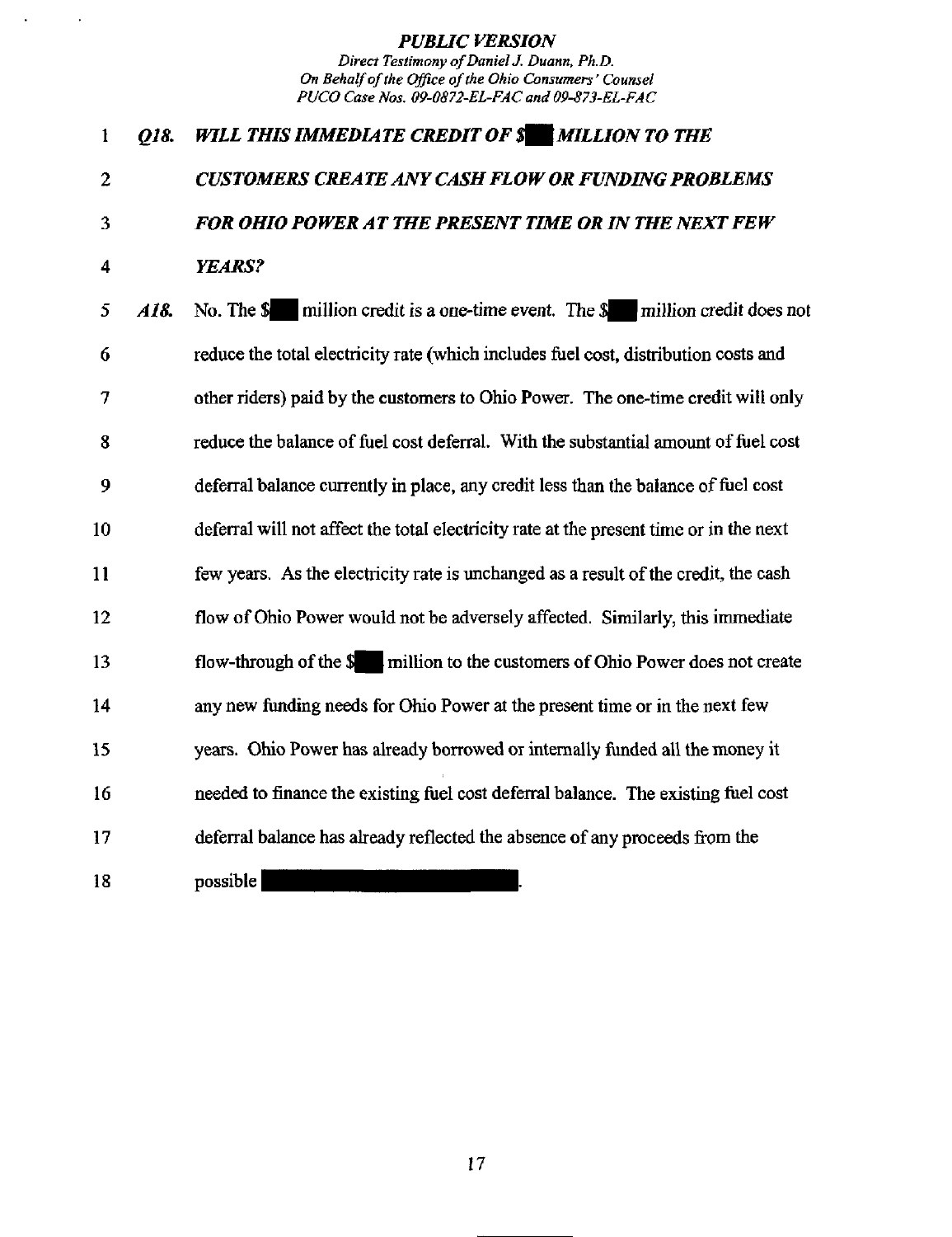***Q18. WILL THIS IMMEDIATE CREDIT OF $█ MILLION TO THE CUSTOMERS CREATE ANY CASH FLOW OR FUNDING PROBLEMS FOR OHIO POWER AT THE PRESENT TIME OR IN THE NEXT FEW YEARS?***

***A18.*** No. The $█ million credit is a one-time event. The $█ million credit does not reduce the total electricity rate (which includes fuel cost, distribution costs and other riders) paid by the customers to Ohio Power. The one-time credit will only reduce the balance of fuel cost deferral. With the substantial amount of fuel cost deferral balance currently in place, any credit less than the balance of fuel cost deferral will not affect the total electricity rate at the present time or in the next few years. As the electricity rate is unchanged as a result of the credit, the cash flow of Ohio Power would not be adversely affected. Similarly, this immediate flow-through of the $█ million to the customers of Ohio Power does not create any new funding needs for Ohio Power at the present time or in the next few years. Ohio Power has already borrowed or internally funded all the money it needed to finance the existing fuel cost deferral balance. The existing fuel cost deferral balance has already reflected the absence of any proceeds from the possible █████████████.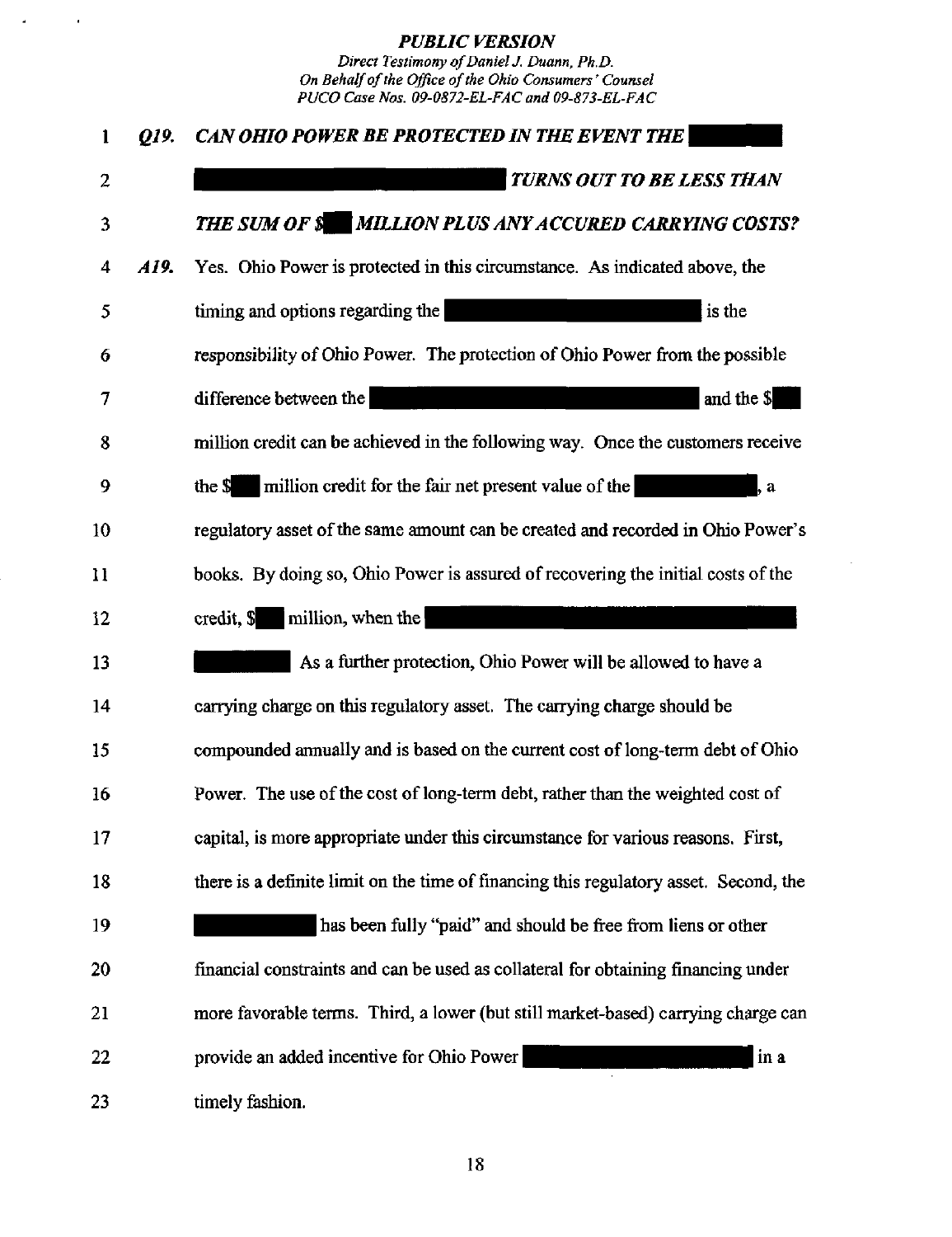***Q19. CAN OHIO POWER BE PROTECTED IN THE EVENT THE TURNS OUT TO BE LESS THAN THE SUM OF $ MILLION PLUS ANY ACCURED CARRYING COSTS?***

***A19.*** Yes. Ohio Power is protected in this circumstance. As indicated above, the timing and options regarding the is the responsibility of Ohio Power. The protection of Ohio Power from the possible difference between the and the $ million credit can be achieved in the following way. Once the customers receive the $ million credit for the fair net present value of the , a regulatory asset of the same amount can be created and recorded in Ohio Power's books. By doing so, Ohio Power is assured of recovering the initial costs of the credit, $ million, when the As a further protection, Ohio Power will be allowed to have a carrying charge on this regulatory asset. The carrying charge should be compounded annually and is based on the current cost of long-term debt of Ohio Power. The use of the cost of long-term debt, rather than the weighted cost of capital, is more appropriate under this circumstance for various reasons. First, there is a definite limit on the time of financing this regulatory asset. Second, the has been fully "paid" and should be free from liens or other financial constraints and can be used as collateral for obtaining financing under more favorable terms. Third, a lower (but still market-based) carrying charge can provide an added incentive for Ohio Power in a timely fashion.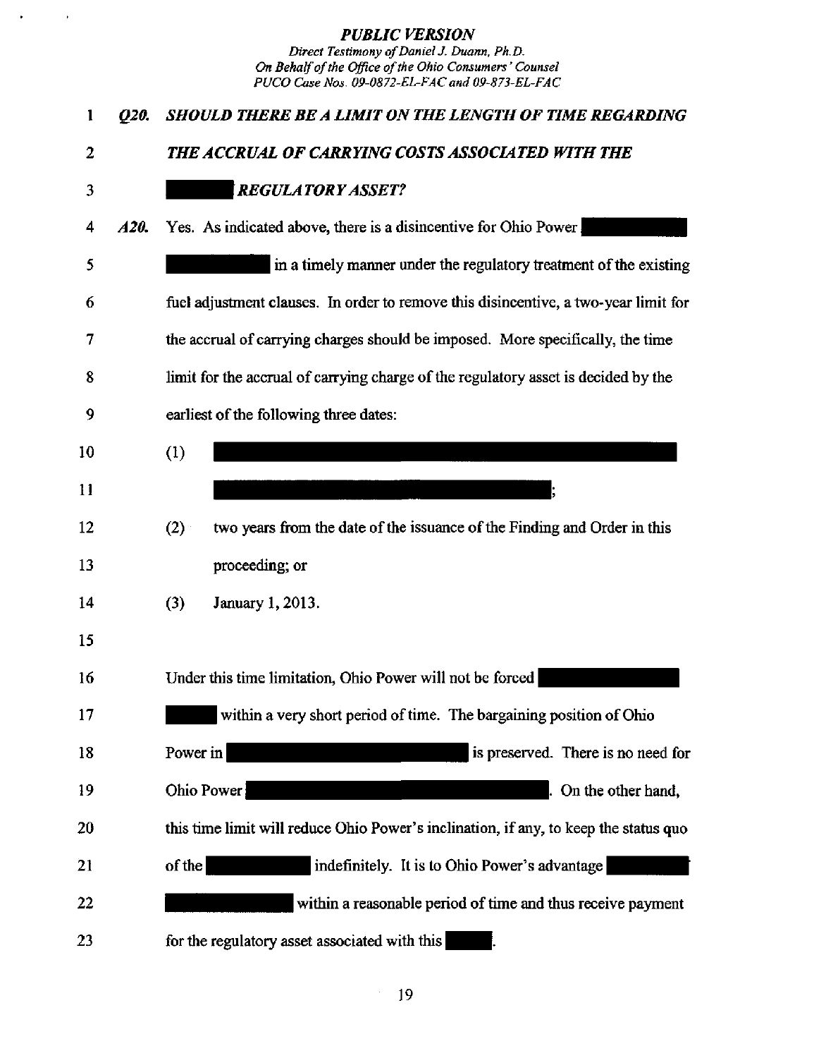***Q20. SHOULD THERE BE A LIMIT ON THE LENGTH OF TIME REGARDING THE ACCRUAL OF CARRYING COSTS ASSOCIATED WITH THE [REDACTED] REGULATORY ASSET?***

***A20.*** Yes. As indicated above, there is a disincentive for Ohio Power [REDACTED] [REDACTED] in a timely manner under the regulatory treatment of the existing fuel adjustment clauses. In order to remove this disincentive, a two-year limit for the accrual of carrying charges should be imposed. More specifically, the time limit for the accrual of carrying charge of the regulatory asset is decided by the earliest of the following three dates:

(1) [REDACTED] [REDACTED];

(2) two years from the date of the issuance of the Finding and Order in this proceeding; or

(3) January 1, 2013.

Under this time limitation, Ohio Power will not be forced [REDACTED] [REDACTED] within a very short period of time. The bargaining position of Ohio Power in [REDACTED] is preserved. There is no need for Ohio Power [REDACTED]. On the other hand, this time limit will reduce Ohio Power's inclination, if any, to keep the status quo of the [REDACTED] indefinitely. It is to Ohio Power's advantage [REDACTED] [REDACTED] within a reasonable period of time and thus receive payment for the regulatory asset associated with this [REDACTED].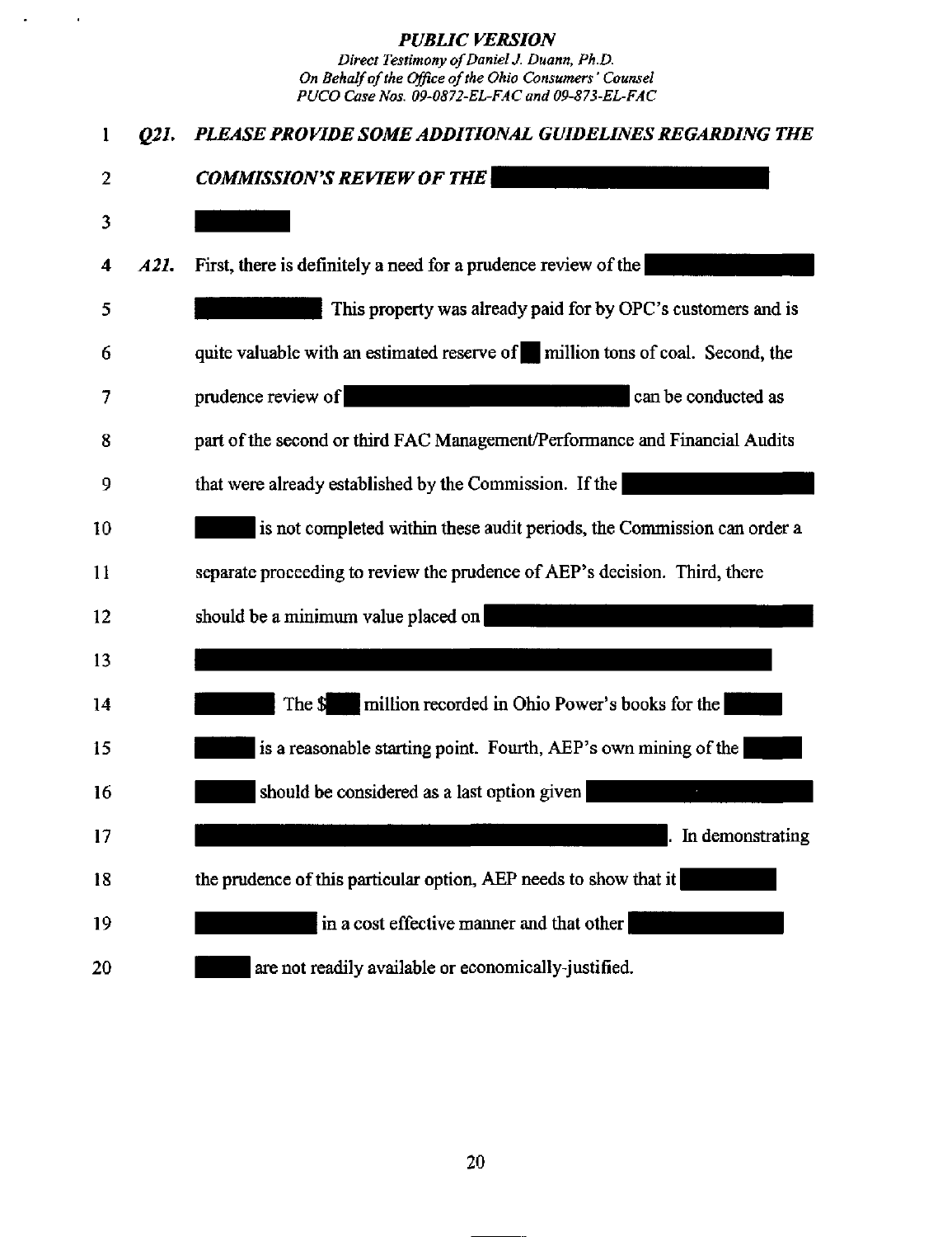*Q21. PLEASE PROVIDE SOME ADDITIONAL GUIDELINES REGARDING THE COMMISSION'S REVIEW OF THE [REDACTED]*

*A21.* First, there is definitely a need for a prudence review of the [REDACTED] This property was already paid for by OPC's customers and is quite valuable with an estimated reserve of [REDACTED] million tons of coal. Second, the prudence review of [REDACTED] can be conducted as part of the second or third FAC Management/Performance and Financial Audits that were already established by the Commission. If the [REDACTED] is not completed within these audit periods, the Commission can order a separate proceeding to review the prudence of AEP's decision. Third, there should be a minimum value placed on [REDACTED] The $[REDACTED] million recorded in Ohio Power's books for the [REDACTED] is a reasonable starting point. Fourth, AEP's own mining of the [REDACTED] should be considered as a last option given [REDACTED]. In demonstrating the prudence of this particular option, AEP needs to show that it [REDACTED] in a cost effective manner and that other [REDACTED] are not readily available or economically-justified.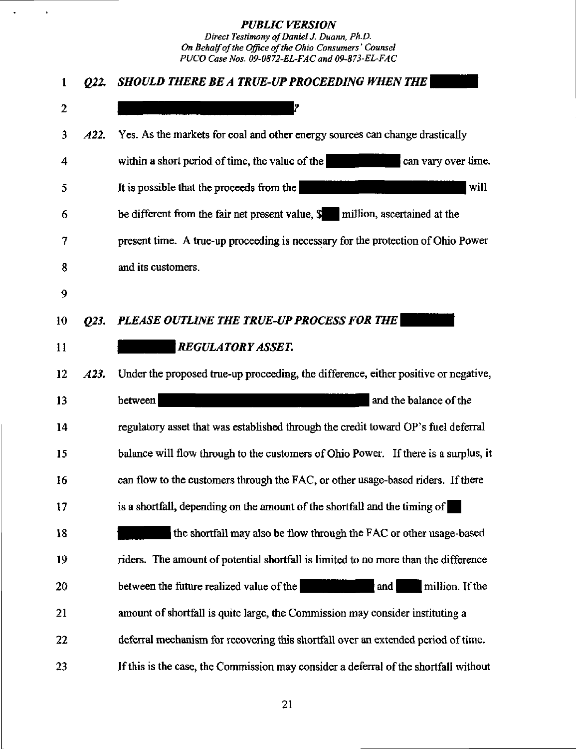*Q22.* ***SHOULD THERE BE A TRUE-UP PROCEEDING WHEN THE ██████ ████████████████████████████?***

*A22.* Yes. As the markets for coal and other energy sources can change drastically within a short period of time, the value of the ██████████ can vary over time. It is possible that the proceeds from the ██████████████████████████ will be different from the fair net present value, $██ million, ascertained at the present time. A true-up proceeding is necessary for the protection of Ohio Power and its customers.

*Q23.* ***PLEASE OUTLINE THE TRUE-UP PROCESS FOR THE ██████ ██████ REGULATORY ASSET.***

*A23.* Under the proposed true-up proceeding, the difference, either positive or negative, between ██████████████████████████████ and the balance of the regulatory asset that was established through the credit toward OP's fuel deferral balance will flow through to the customers of Ohio Power. If there is a surplus, it can flow to the customers through the FAC, or other usage-based riders. If there is a shortfall, depending on the amount of the shortfall and the timing of ██ ██████ the shortfall may also be flow through the FAC or other usage-based riders. The amount of potential shortfall is limited to no more than the difference between the future realized value of the ██████████ and ████ million. If the amount of shortfall is quite large, the Commission may consider instituting a deferral mechanism for recovering this shortfall over an extended period of time. If this is the case, the Commission may consider a deferral of the shortfall without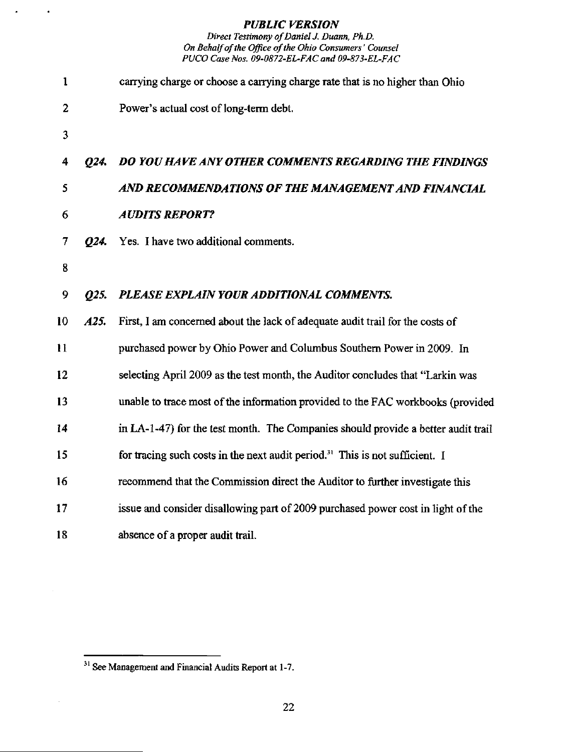carrying charge or choose a carrying charge rate that is no higher than Ohio Power's actual cost of long-term debt.

***Q24. DO YOU HAVE ANY OTHER COMMENTS REGARDING THE FINDINGS AND RECOMMENDATIONS OF THE MANAGEMENT AND FINANCIAL AUDITS REPORT?***

***Q24.*** Yes. I have two additional comments.

***Q25. PLEASE EXPLAIN YOUR ADDITIONAL COMMENTS.***

***A25.*** First, I am concerned about the lack of adequate audit trail for the costs of purchased power by Ohio Power and Columbus Southern Power in 2009. In selecting April 2009 as the test month, the Auditor concludes that "Larkin was unable to trace most of the information provided to the FAC workbooks (provided in LA-1-47) for the test month. The Companies should provide a better audit trail for tracing such costs in the next audit period.[31] This is not sufficient. I recommend that the Commission direct the Auditor to further investigate this issue and consider disallowing part of 2009 purchased power cost in light of the absence of a proper audit trail.

---

[31] See Management and Financial Audits Report at 1-7.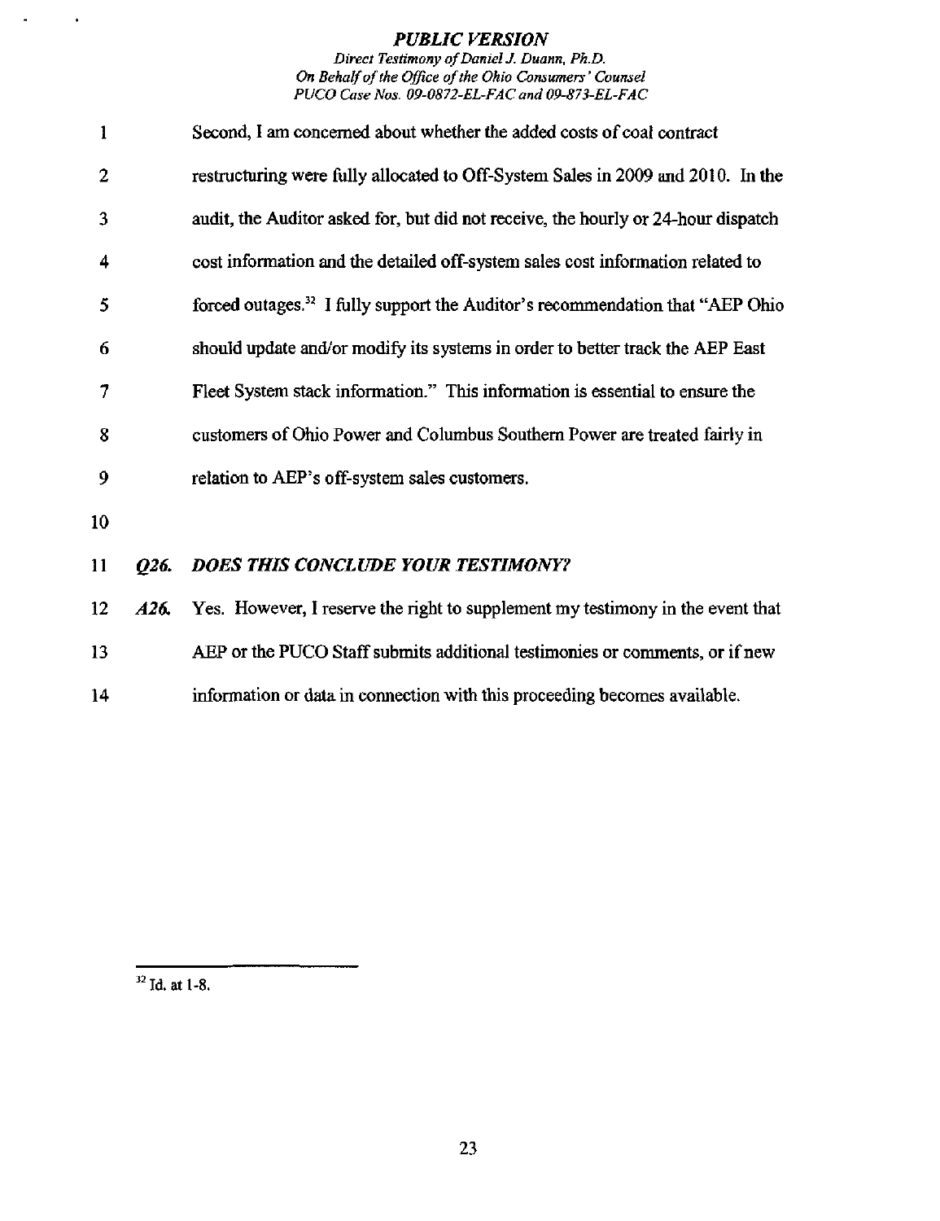Second, I am concerned about whether the added costs of coal contract restructuring were fully allocated to Off-System Sales in 2009 and 2010. In the audit, the Auditor asked for, but did not receive, the hourly or 24-hour dispatch cost information and the detailed off-system sales cost information related to forced outages.[32] I fully support the Auditor's recommendation that "AEP Ohio should update and/or modify its systems in order to better track the AEP East Fleet System stack information." This information is essential to ensure the customers of Ohio Power and Columbus Southern Power are treated fairly in relation to AEP's off-system sales customers.

***Q26. DOES THIS CONCLUDE YOUR TESTIMONY?***

***A26.*** Yes. However, I reserve the right to supplement my testimony in the event that AEP or the PUCO Staff submits additional testimonies or comments, or if new information or data in connection with this proceeding becomes available.

---

[32] Id. at 1-8.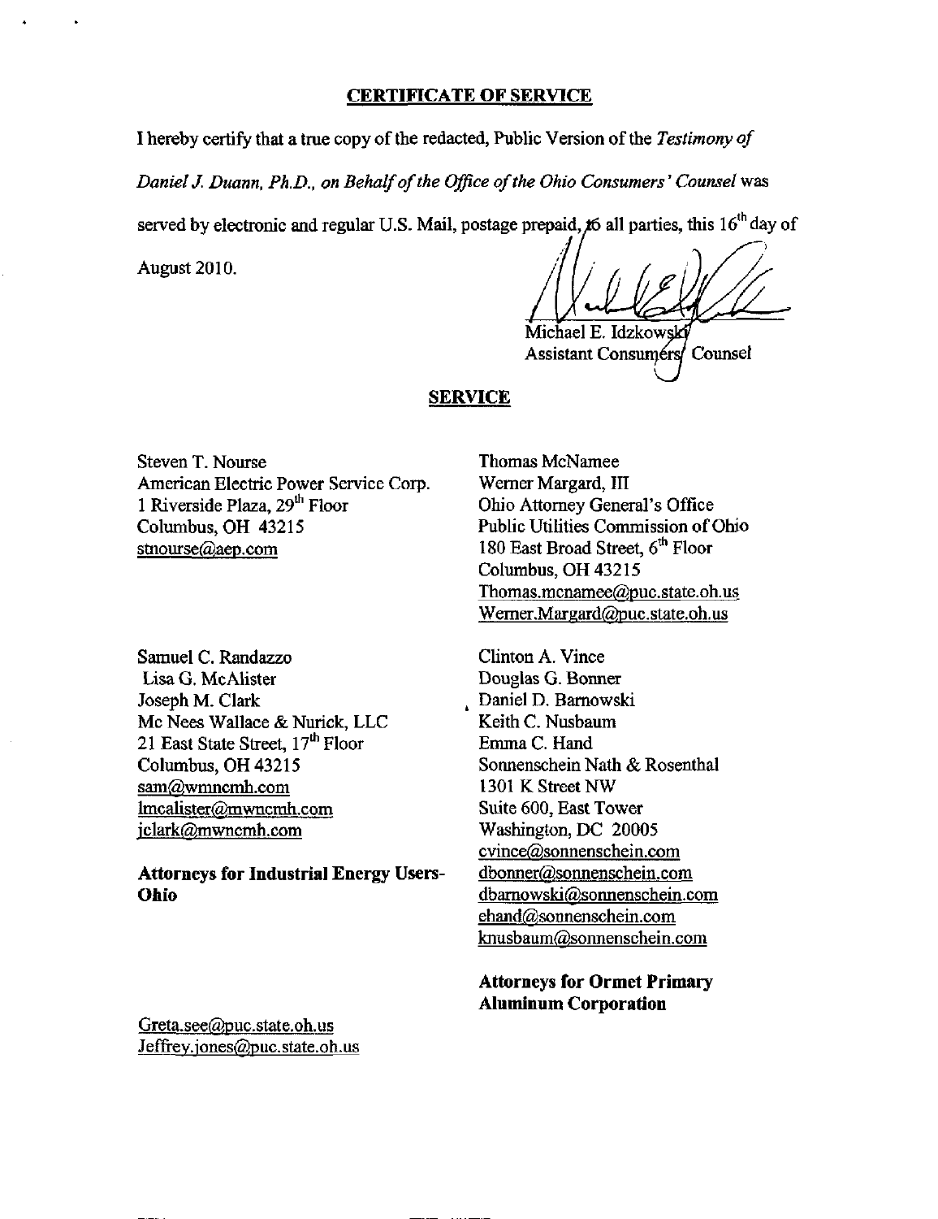## CERTIFICATE OF SERVICE

I hereby certify that a true copy of the redacted, Public Version of the *Testimony of Daniel J. Duann, Ph.D., on Behalf of the Office of the Ohio Consumers' Counsel* was served by electronic and regular U.S. Mail, postage prepaid, to all parties, this 16[th] day of August 2010.

Michael E. Idzkowski
Assistant Consumers' Counsel

## SERVICE

Steven T. Nourse
American Electric Power Service Corp.
1 Riverside Plaza, 29[th] Floor
Columbus, OH 43215
stnourse@aep.com

Thomas McNamee
Werner Margard, III
Ohio Attorney General's Office
Public Utilities Commission of Ohio
180 East Broad Street, 6[th] Floor
Columbus, OH 43215
Thomas.mcnamee@puc.state.oh.us
Werner.Margard@puc.state.oh.us

Samuel C. Randazzo
Lisa G. McAlister
Joseph M. Clark
Mc Nees Wallace & Nurick, LLC
21 East State Street, 17[th] Floor
Columbus, OH 43215
sam@wmncmh.com
lmcalister@mwncmh.com
jclark@mwncmh.com

**Attorneys for Industrial Energy Users-Ohio**

Clinton A. Vince
Douglas G. Bonner
Daniel D. Barnowski
Keith C. Nusbaum
Emma C. Hand
Sonnenschein Nath & Rosenthal
1301 K Street NW
Suite 600, East Tower
Washington, DC 20005
cvince@sonnenschein.com
dbonner@sonnenschein.com
dbarnowski@sonnenschein.com
ehand@sonnenschein.com
knusbaum@sonnenschein.com

**Attorneys for Ormet Primary Aluminum Corporation**

Greta.see@puc.state.oh.us
Jeffrey.jones@puc.state.oh.us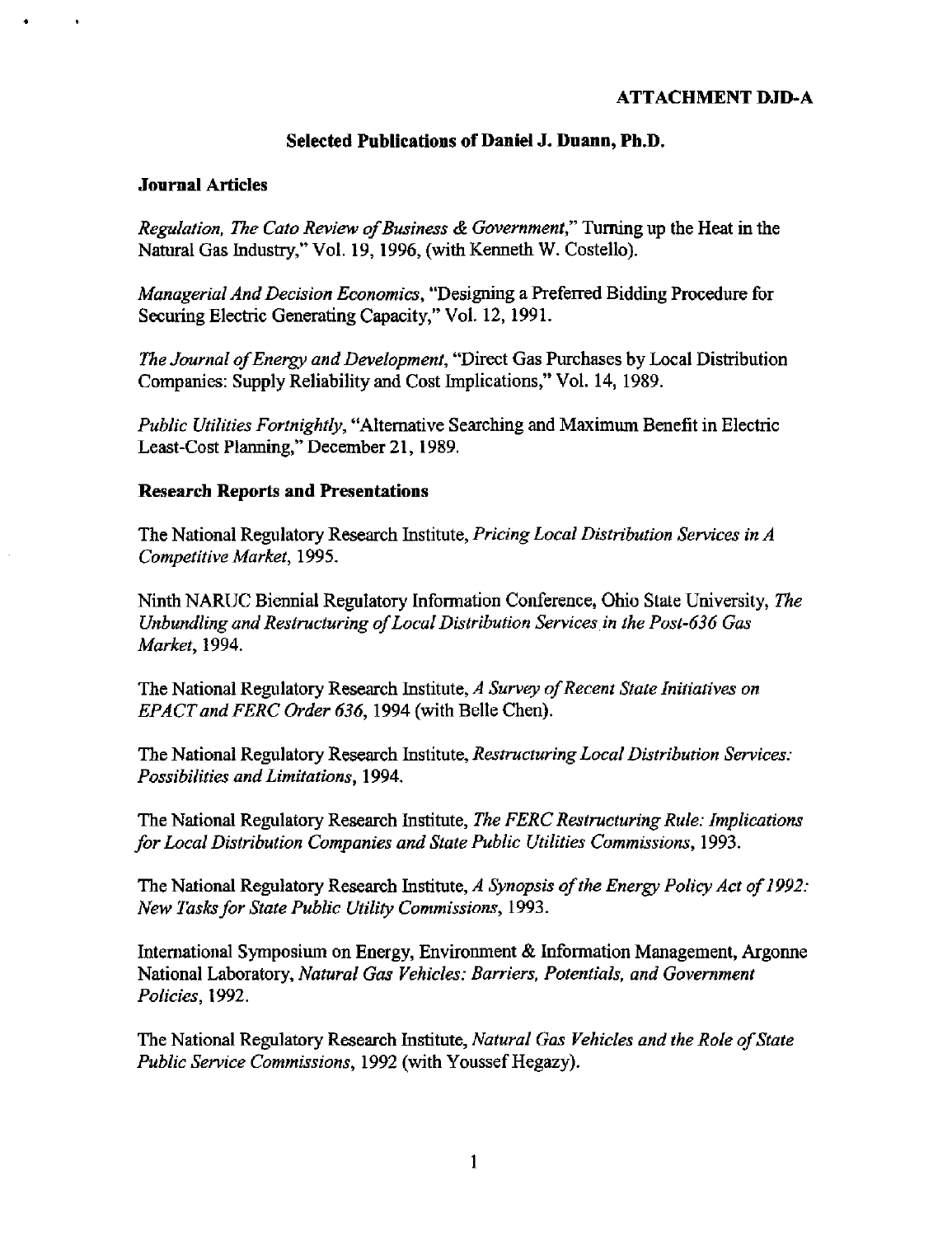**ATTACHMENT DJD-A**

**Selected Publications of Daniel J. Duann, Ph.D.**

**Journal Articles**

*Regulation, The Cato Review of Business & Government*," Turning up the Heat in the Natural Gas Industry," Vol. 19, 1996, (with Kenneth W. Costello).

*Managerial And Decision Economics*, "Designing a Preferred Bidding Procedure for Securing Electric Generating Capacity," Vol. 12, 1991.

*The Journal of Energy and Development*, "Direct Gas Purchases by Local Distribution Companies: Supply Reliability and Cost Implications," Vol. 14, 1989.

*Public Utilities Fortnightly*, "Alternative Searching and Maximum Benefit in Electric Least-Cost Planning," December 21, 1989.

**Research Reports and Presentations**

The National Regulatory Research Institute, *Pricing Local Distribution Services in A Competitive Market*, 1995.

Ninth NARUC Biennial Regulatory Information Conference, Ohio State University, *The Unbundling and Restructuring of Local Distribution Services in the Post-636 Gas Market*, 1994.

The National Regulatory Research Institute, *A Survey of Recent State Initiatives on EPACT and FERC Order 636*, 1994 (with Belle Chen).

The National Regulatory Research Institute, *Restructuring Local Distribution Services: Possibilities and Limitations*, 1994.

The National Regulatory Research Institute, *The FERC Restructuring Rule: Implications for Local Distribution Companies and State Public Utilities Commissions*, 1993.

The National Regulatory Research Institute, *A Synopsis of the Energy Policy Act of 1992: New Tasks for State Public Utility Commissions*, 1993.

International Symposium on Energy, Environment & Information Management, Argonne National Laboratory, *Natural Gas Vehicles: Barriers, Potentials, and Government Policies*, 1992.

The National Regulatory Research Institute, *Natural Gas Vehicles and the Role of State Public Service Commissions*, 1992 (with Youssef Hegazy).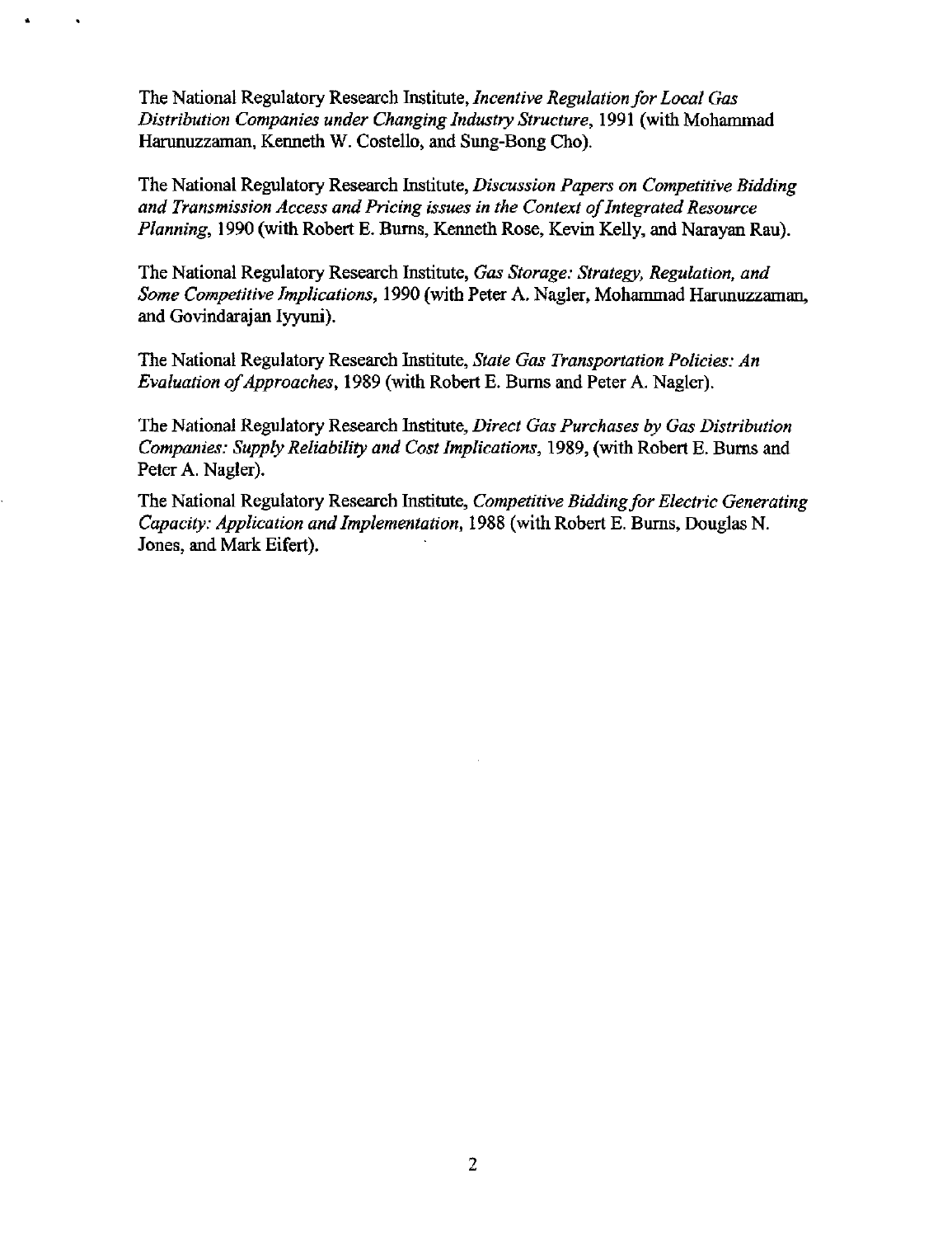The National Regulatory Research Institute, *Incentive Regulation for Local Gas Distribution Companies under Changing Industry Structure*, 1991 (with Mohammad Harunuzzaman, Kenneth W. Costello, and Sung-Bong Cho).

The National Regulatory Research Institute, *Discussion Papers on Competitive Bidding and Transmission Access and Pricing issues in the Context of Integrated Resource Planning*, 1990 (with Robert E. Burns, Kenneth Rose, Kevin Kelly, and Narayan Rau).

The National Regulatory Research Institute, *Gas Storage: Strategy, Regulation, and Some Competitive Implications*, 1990 (with Peter A. Nagler, Mohammad Harunuzzaman, and Govindarajan Iyyuni).

The National Regulatory Research Institute, *State Gas Transportation Policies: An Evaluation of Approaches*, 1989 (with Robert E. Burns and Peter A. Nagler).

The National Regulatory Research Institute, *Direct Gas Purchases by Gas Distribution Companies: Supply Reliability and Cost Implications*, 1989, (with Robert E. Burns and Peter A. Nagler).

The National Regulatory Research Institute, *Competitive Bidding for Electric Generating Capacity: Application and Implementation*, 1988 (with Robert E. Burns, Douglas N. Jones, and Mark Eifert).